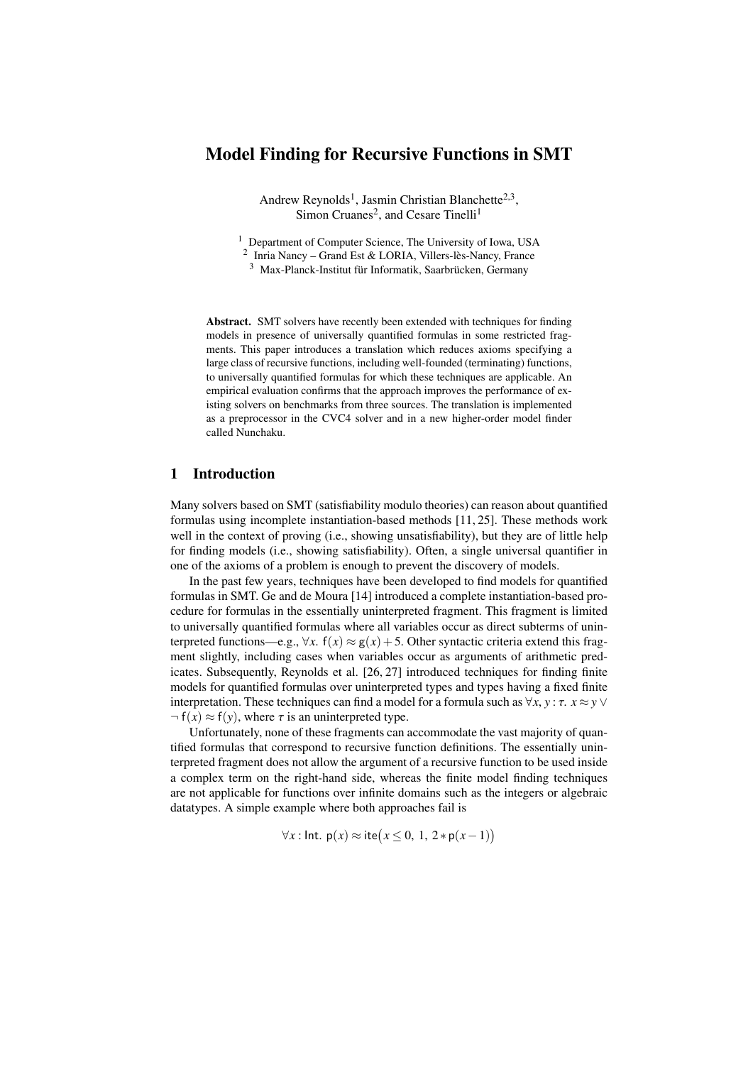# Model Finding for Recursive Functions in SMT

Andrew Reynolds[1], Jasmin Christian Blanchette[2,3], Simon Cruanes[2], and Cesare Tinelli[1]

[1] Department of Computer Science, The University of Iowa, USA
[2] Inria Nancy – Grand Est & LORIA, Villers-lès-Nancy, France
[3] Max-Planck-Institut für Informatik, Saarbrücken, Germany

**Abstract.** SMT solvers have recently been extended with techniques for finding models in presence of universally quantified formulas in some restricted fragments. This paper introduces a translation which reduces axioms specifying a large class of recursive functions, including well-founded (terminating) functions, to universally quantified formulas for which these techniques are applicable. An empirical evaluation confirms that the approach improves the performance of existing solvers on benchmarks from three sources. The translation is implemented as a preprocessor in the CVC4 solver and in a new higher-order model finder called Nunchaku.

## 1 Introduction

Many solvers based on SMT (satisfiability modulo theories) can reason about quantified formulas using incomplete instantiation-based methods [11, 25]. These methods work well in the context of proving (i.e., showing unsatisfiability), but they are of little help for finding models (i.e., showing satisfiability). Often, a single universal quantifier in one of the axioms of a problem is enough to prevent the discovery of models.

In the past few years, techniques have been developed to find models for quantified formulas in SMT. Ge and de Moura [14] introduced a complete instantiation-based procedure for formulas in the essentially uninterpreted fragment. This fragment is limited to universally quantified formulas where all variables occur as direct subterms of uninterpreted functions—e.g., $\forall x.\ \mathsf{f}(x) \approx \mathsf{g}(x) + 5$. Other syntactic criteria extend this fragment slightly, including cases when variables occur as arguments of arithmetic predicates. Subsequently, Reynolds et al. [26, 27] introduced techniques for finding finite models for quantified formulas over uninterpreted types and types having a fixed finite interpretation. These techniques can find a model for a formula such as $\forall x, y : \tau.\ x \approx y \lor \neg\, \mathsf{f}(x) \approx \mathsf{f}(y)$, where $\tau$ is an uninterpreted type.

Unfortunately, none of these fragments can accommodate the vast majority of quantified formulas that correspond to recursive function definitions. The essentially uninterpreted fragment does not allow the argument of a recursive function to be used inside a complex term on the right-hand side, whereas the finite model finding techniques are not applicable for functions over infinite domains such as the integers or algebraic datatypes. A simple example where both approaches fail is

$$\forall x : \mathsf{Int}.\ \mathsf{p}(x) \approx \mathsf{ite}\big(x \leq 0,\ 1,\ 2 * \mathsf{p}(x-1)\big)$$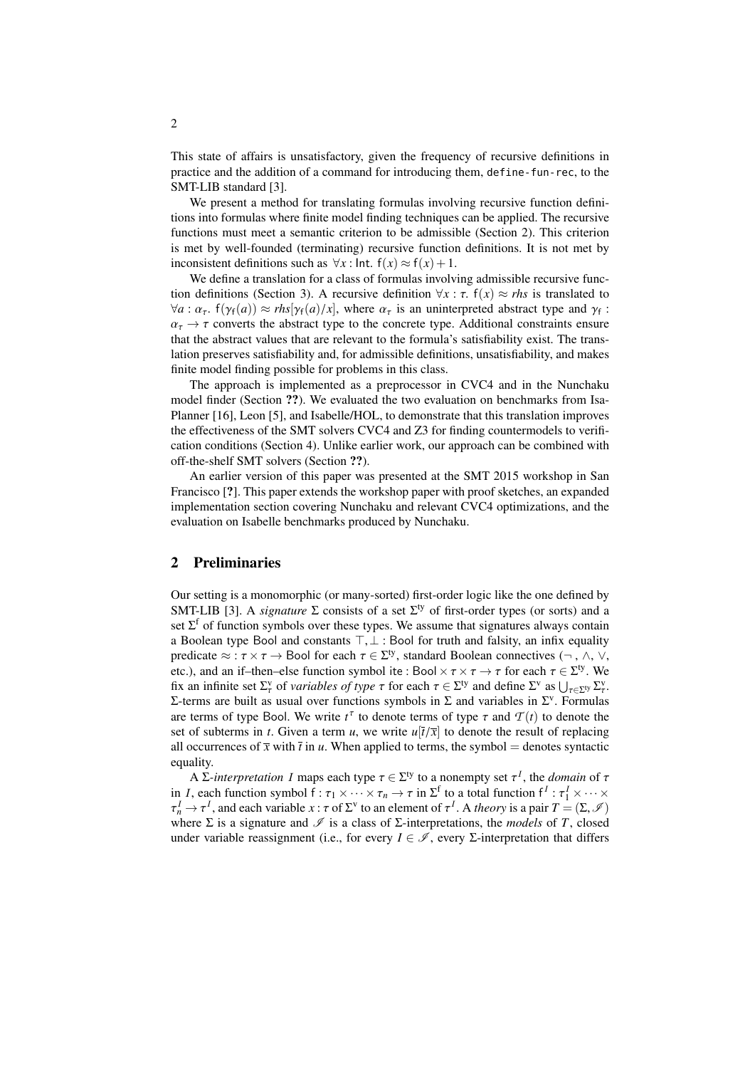This state of affairs is unsatisfactory, given the frequency of recursive definitions in practice and the addition of a command for introducing them, `define-fun-rec`, to the SMT-LIB standard [3].

We present a method for translating formulas involving recursive function definitions into formulas where finite model finding techniques can be applied. The recursive functions must meet a semantic criterion to be admissible (Section 2). This criterion is met by well-founded (terminating) recursive function definitions. It is not met by inconsistent definitions such as $\forall x : \mathsf{Int}.\ \mathsf{f}(x) \approx \mathsf{f}(x) + 1$.

We define a translation for a class of formulas involving admissible recursive function definitions (Section 3). A recursive definition $\forall x : \tau.\ \mathsf{f}(x) \approx \mathit{rhs}$ is translated to $\forall a : \alpha_\tau.\ \mathsf{f}(\gamma_\mathsf{f}(a)) \approx \mathit{rhs}[\gamma_\mathsf{f}(a)/x]$, where $\alpha_\tau$ is an uninterpreted abstract type and $\gamma_\mathsf{f} : \alpha_\tau \to \tau$ converts the abstract type to the concrete type. Additional constraints ensure that the abstract values that are relevant to the formula's satisfiability exist. The translation preserves satisfiability and, for admissible definitions, unsatisfiability, and makes finite model finding possible for problems in this class.

The approach is implemented as a preprocessor in CVC4 and in the Nunchaku model finder (Section **??**). We evaluated the two evaluation on benchmarks from Isa-Planner [16], Leon [5], and Isabelle/HOL, to demonstrate that this translation improves the effectiveness of the SMT solvers CVC4 and Z3 for finding countermodels to verification conditions (Section 4). Unlike earlier work, our approach can be combined with off-the-shelf SMT solvers (Section **??**).

An earlier version of this paper was presented at the SMT 2015 workshop in San Francisco [**?**]. This paper extends the workshop paper with proof sketches, an expanded implementation section covering Nunchaku and relevant CVC4 optimizations, and the evaluation on Isabelle benchmarks produced by Nunchaku.

## 2 Preliminaries

Our setting is a monomorphic (or many-sorted) first-order logic like the one defined by SMT-LIB [3]. A *signature* $\Sigma$ consists of a set $\Sigma^{\mathrm{ty}}$ of first-order types (or sorts) and a set $\Sigma^{\mathrm{f}}$ of function symbols over these types. We assume that signatures always contain a Boolean type $\mathsf{Bool}$ and constants $\top, \bot : \mathsf{Bool}$ for truth and falsity, an infix equality predicate $\approx\, : \tau \times \tau \to \mathsf{Bool}$ for each $\tau \in \Sigma^{\mathrm{ty}}$, standard Boolean connectives ($\neg$, $\wedge$, $\vee$, etc.), and an if–then–else function symbol $\mathsf{ite} : \mathsf{Bool} \times \tau \times \tau \to \tau$ for each $\tau \in \Sigma^{\mathrm{ty}}$. We fix an infinite set $\Sigma^{\mathrm{v}}_\tau$ of *variables of type* $\tau$ for each $\tau \in \Sigma^{\mathrm{ty}}$ and define $\Sigma^{\mathrm{v}}$ as $\bigcup_{\tau \in \Sigma^{\mathrm{ty}}} \Sigma^{\mathrm{v}}_\tau$. $\Sigma$-terms are built as usual over functions symbols in $\Sigma$ and variables in $\Sigma^{\mathrm{v}}$. Formulas are terms of type $\mathsf{Bool}$. We write $t^\tau$ to denote terms of type $\tau$ and $\mathcal{T}(t)$ to denote the set of subterms in $t$. Given a term $u$, we write $u[\bar{t}/\bar{x}]$ to denote the result of replacing all occurrences of $\bar{x}$ with $\bar{t}$ in $u$. When applied to terms, the symbol $=$ denotes syntactic equality.

A $\Sigma$-*interpretation* $\mathcal{I}$ maps each type $\tau \in \Sigma^{\mathrm{ty}}$ to a nonempty set $\tau^{\mathcal{I}}$, the *domain* of $\tau$ in $\mathcal{I}$, each function symbol $\mathsf{f} : \tau_1 \times \cdots \times \tau_n \to \tau$ in $\Sigma^{\mathrm{f}}$ to a total function $\mathsf{f}^{\mathcal{I}} : \tau_1^{\mathcal{I}} \times \cdots \times \tau_n^{\mathcal{I}} \to \tau^{\mathcal{I}}$, and each variable $x : \tau$ of $\Sigma^{\mathrm{v}}$ to an element of $\tau^{\mathcal{I}}$. A *theory* is a pair $T = (\Sigma, \mathscr{I})$ where $\Sigma$ is a signature and $\mathscr{I}$ is a class of $\Sigma$-interpretations, the *models* of $T$, closed under variable reassignment (i.e., for every $\mathcal{I} \in \mathscr{I}$, every $\Sigma$-interpretation that differs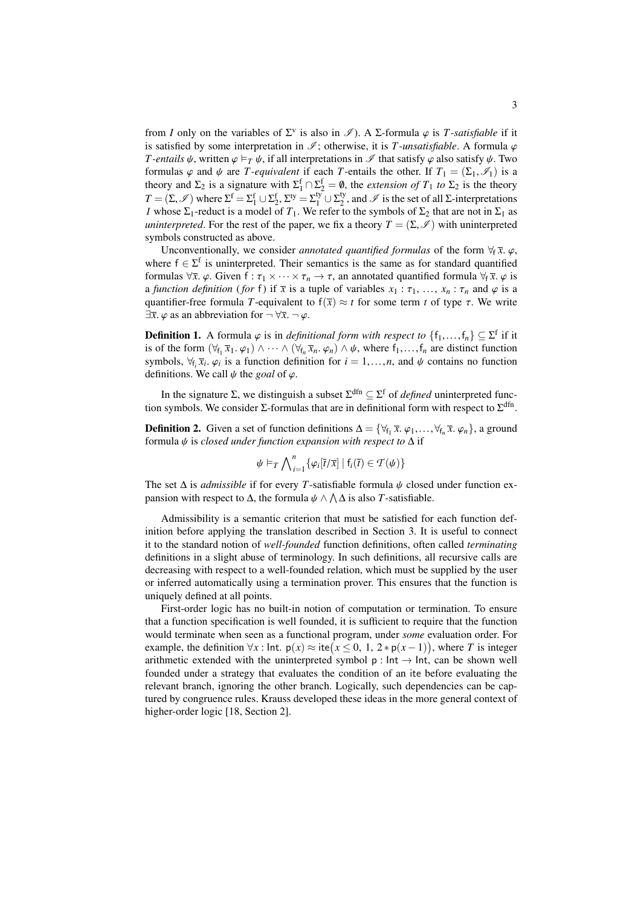from $I$ only on the variables of $\Sigma^{\mathrm{v}}$ is also in $\mathscr{I}$). A $\Sigma$-formula $\varphi$ is *$T$-satisfiable* if it is satisfied by some interpretation in $\mathscr{I}$; otherwise, it is *$T$-unsatisfiable*. A formula $\varphi$ *$T$-entails* $\psi$, written $\varphi \models_T \psi$, if all interpretations in $\mathscr{I}$ that satisfy $\varphi$ also satisfy $\psi$. Two formulas $\varphi$ and $\psi$ are *$T$-equivalent* if each $T$-entails the other. If $T_1 = (\Sigma_1, \mathscr{I}_1)$ is a theory and $\Sigma_2$ is a signature with $\Sigma_1^{\mathrm{f}} \cap \Sigma_2^{\mathrm{f}} = \emptyset$, the *extension of $T_1$ to $\Sigma_2$* is the theory $T = (\Sigma, \mathscr{I})$ where $\Sigma^{\mathrm{f}} = \Sigma_1^{\mathrm{f}} \cup \Sigma_2^{\mathrm{f}}$, $\Sigma^{\mathrm{ty}} = \Sigma_1^{\mathrm{ty}} \cup \Sigma_2^{\mathrm{ty}}$, and $\mathscr{I}$ is the set of all $\Sigma$-interpretations $I$ whose $\Sigma_1$-reduct is a model of $T_1$. We refer to the symbols of $\Sigma_2$ that are not in $\Sigma_1$ as *uninterpreted*. For the rest of the paper, we fix a theory $T = (\Sigma, \mathscr{I})$ with uninterpreted symbols constructed as above.

Unconventionally, we consider *annotated quantified formulas* of the form $\forall_{\mathsf{f}}\, \bar{x}.\, \varphi$, where $\mathsf{f} \in \Sigma^{\mathrm{f}}$ is uninterpreted. Their semantics is the same as for standard quantified formulas $\forall \bar{x}.\, \varphi$. Given $\mathsf{f} : \tau_1 \times \cdots \times \tau_n \to \tau$, an annotated quantified formula $\forall_{\mathsf{f}}\, \bar{x}.\, \varphi$ is a *function definition* (*for* $\mathsf{f}$) if $\bar{x}$ is a tuple of variables $x_1 : \tau_1, \ldots, x_n : \tau_n$ and $\varphi$ is a quantifier-free formula $T$-equivalent to $\mathsf{f}(\bar{x}) \approx t$ for some term $t$ of type $\tau$. We write $\exists \bar{x}.\, \varphi$ as an abbreviation for $\neg\, \forall \bar{x}.\, \neg\, \varphi$.

**Definition 1.** A formula $\varphi$ is in *definitional form with respect to* $\{\mathsf{f}_1, \ldots, \mathsf{f}_n\} \subseteq \Sigma^{\mathrm{f}}$ if it is of the form $(\forall_{\mathsf{f}_1} \bar{x}_1.\, \varphi_1) \wedge \cdots \wedge (\forall_{\mathsf{f}_n} \bar{x}_n.\, \varphi_n) \wedge \psi$, where $\mathsf{f}_1, \ldots, \mathsf{f}_n$ are distinct function symbols, $\forall_{\mathsf{f}_i} \bar{x}_i.\, \varphi_i$ is a function definition for $i = 1, \ldots, n$, and $\psi$ contains no function definitions. We call $\psi$ the *goal* of $\varphi$.

In the signature $\Sigma$, we distinguish a subset $\Sigma^{\mathrm{dfn}} \subseteq \Sigma^{\mathrm{f}}$ of *defined* uninterpreted function symbols. We consider $\Sigma$-formulas that are in definitional form with respect to $\Sigma^{\mathrm{dfn}}$.

**Definition 2.** Given a set of function definitions $\Delta = \{\forall_{\mathsf{f}_1} \bar{x}.\, \varphi_1, \ldots, \forall_{\mathsf{f}_n} \bar{x}.\, \varphi_n\}$, a ground formula $\psi$ is *closed under function expansion with respect to* $\Delta$ if

$$\psi \models_T \bigwedge_{i=1}^{n} \{\varphi_i[\bar{t}/\bar{x}] \mid \mathsf{f}_i(\bar{t}) \in \mathcal{T}(\psi)\}$$

The set $\Delta$ is *admissible* if for every $T$-satisfiable formula $\psi$ closed under function expansion with respect to $\Delta$, the formula $\psi \wedge \bigwedge \Delta$ is also $T$-satisfiable.

Admissibility is a semantic criterion that must be satisfied for each function definition before applying the translation described in Section 3. It is useful to connect it to the standard notion of *well-founded* function definitions, often called *terminating* definitions in a slight abuse of terminology. In such definitions, all recursive calls are decreasing with respect to a well-founded relation, which must be supplied by the user or inferred automatically using a termination prover. This ensures that the function is uniquely defined at all points.

First-order logic has no built-in notion of computation or termination. To ensure that a function specification is well founded, it is sufficient to require that the function would terminate when seen as a functional program, under *some* evaluation order. For example, the definition $\forall x : \mathsf{Int}.\ \mathsf{p}(x) \approx \mathsf{ite}\big(x \leq 0,\ 1,\ 2 * \mathsf{p}(x-1)\big)$, where $T$ is integer arithmetic extended with the uninterpreted symbol $\mathsf{p} : \mathsf{Int} \to \mathsf{Int}$, can be shown well founded under a strategy that evaluates the condition of an $\mathsf{ite}$ before evaluating the relevant branch, ignoring the other branch. Logically, such dependencies can be captured by congruence rules. Krauss developed these ideas in the more general context of higher-order logic [18, Section 2].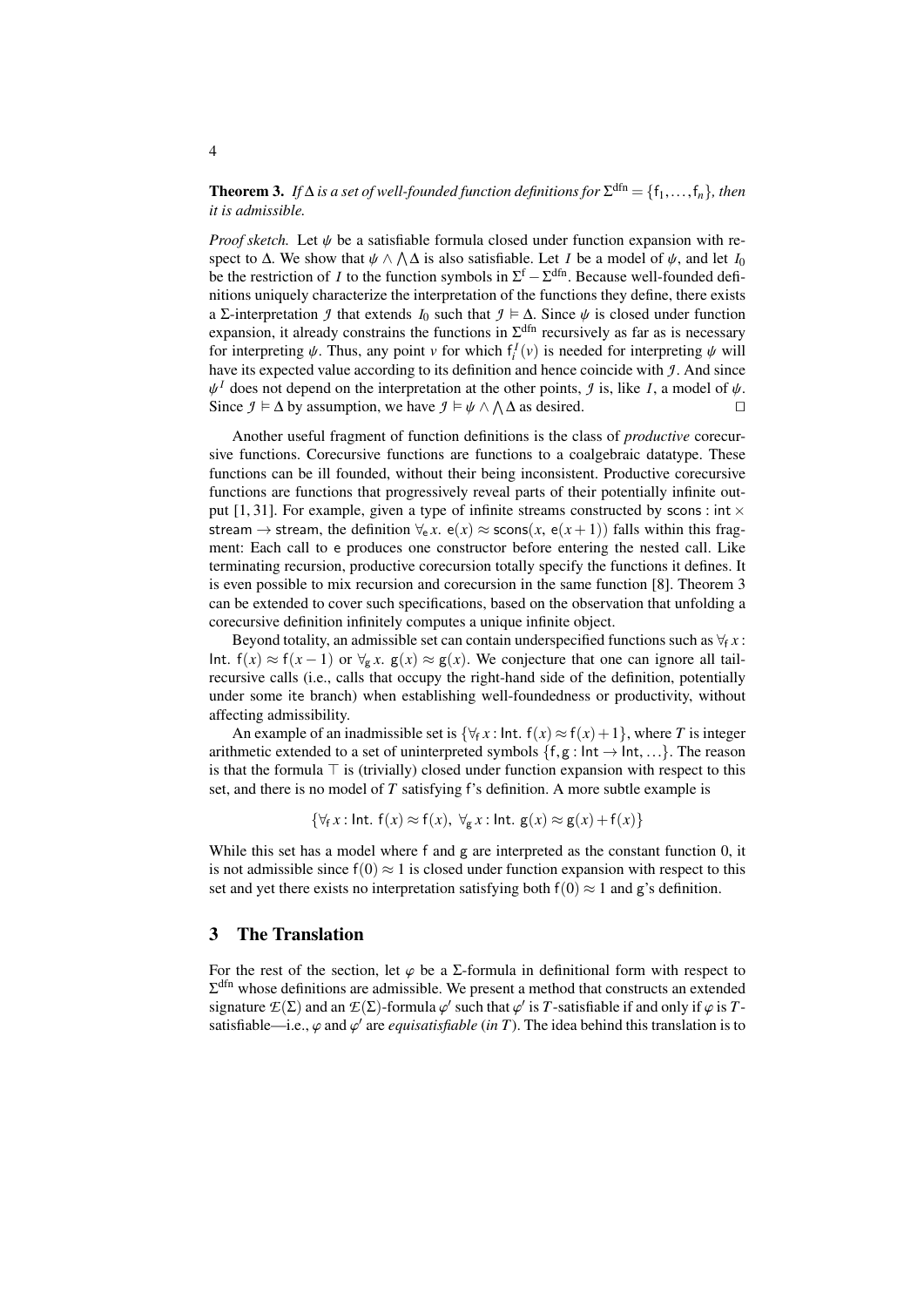**Theorem 3.** *If $\Delta$ is a set of well-founded function definitions for $\Sigma^{\text{dfn}} = \{\mathsf{f}_1, \ldots, \mathsf{f}_n\}$, then it is admissible.*

*Proof sketch.* Let $\psi$ be a satisfiable formula closed under function expansion with respect to $\Delta$. We show that $\psi \wedge \bigwedge \Delta$ is also satisfiable. Let $\mathcal{I}$ be a model of $\psi$, and let $\mathcal{I}_0$ be the restriction of $\mathcal{I}$ to the function symbols in $\Sigma^{\text{f}} - \Sigma^{\text{dfn}}$. Because well-founded definitions uniquely characterize the interpretation of the functions they define, there exists a $\Sigma$-interpretation $\mathcal{J}$ that extends $\mathcal{I}_0$ such that $\mathcal{J} \models \Delta$. Since $\psi$ is closed under function expansion, it already constrains the functions in $\Sigma^{\text{dfn}}$ recursively as far as is necessary for interpreting $\psi$. Thus, any point $v$ for which $\mathsf{f}_i^{\mathcal{I}}(v)$ is needed for interpreting $\psi$ will have its expected value according to its definition and hence coincide with $\mathcal{J}$. And since $\psi^{\mathcal{I}}$ does not depend on the interpretation at the other points, $\mathcal{J}$ is, like $\mathcal{I}$, a model of $\psi$. Since $\mathcal{J} \models \Delta$ by assumption, we have $\mathcal{J} \models \psi \wedge \bigwedge \Delta$ as desired. $\square$

Another useful fragment of function definitions is the class of *productive* corecursive functions. Corecursive functions are functions to a coalgebraic datatype. These functions can be ill founded, without their being inconsistent. Productive corecursive functions are functions that progressively reveal parts of their potentially infinite output [1, 31]. For example, given a type of infinite streams constructed by $\mathsf{scons} : \mathsf{int} \times \mathsf{stream} \to \mathsf{stream}$, the definition $\forall_{\mathsf{e}} x.\ \mathsf{e}(x) \approx \mathsf{scons}(x,\ \mathsf{e}(x+1))$ falls within this fragment: Each call to $\mathsf{e}$ produces one constructor before entering the nested call. Like terminating recursion, productive corecursion totally specify the functions it defines. It is even possible to mix recursion and corecursion in the same function [8]. Theorem 3 can be extended to cover such specifications, based on the observation that unfolding a corecursive definition infinitely computes a unique infinite object.

Beyond totality, an admissible set can contain underspecified functions such as $\forall_{\mathsf{f}} x : \mathsf{Int}.\ \mathsf{f}(x) \approx \mathsf{f}(x-1)$ or $\forall_{\mathsf{g}} x.\ \mathsf{g}(x) \approx \mathsf{g}(x)$. We conjecture that one can ignore all tail-recursive calls (i.e., calls that occupy the right-hand side of the definition, potentially under some ite branch) when establishing well-foundedness or productivity, without affecting admissibility.

An example of an inadmissible set is $\{\forall_{\mathsf{f}} x : \mathsf{Int}.\ \mathsf{f}(x) \approx \mathsf{f}(x) + 1\}$, where $T$ is integer arithmetic extended to a set of uninterpreted symbols $\{\mathsf{f}, \mathsf{g} : \mathsf{Int} \to \mathsf{Int}, \ldots\}$. The reason is that the formula $\top$ is (trivially) closed under function expansion with respect to this set, and there is no model of $T$ satisfying $\mathsf{f}$'s definition. A more subtle example is

$$\{\forall_{\mathsf{f}} x : \mathsf{Int}.\ \mathsf{f}(x) \approx \mathsf{f}(x),\ \forall_{\mathsf{g}} x : \mathsf{Int}.\ \mathsf{g}(x) \approx \mathsf{g}(x) + \mathsf{f}(x)\}$$

While this set has a model where $\mathsf{f}$ and $\mathsf{g}$ are interpreted as the constant function 0, it is not admissible since $\mathsf{f}(0) \approx 1$ is closed under function expansion with respect to this set and yet there exists no interpretation satisfying both $\mathsf{f}(0) \approx 1$ and $\mathsf{g}$'s definition.

## 3 The Translation

For the rest of the section, let $\varphi$ be a $\Sigma$-formula in definitional form with respect to $\Sigma^{\text{dfn}}$ whose definitions are admissible. We present a method that constructs an extended signature $\mathcal{E}(\Sigma)$ and an $\mathcal{E}(\Sigma)$-formula $\varphi'$ such that $\varphi'$ is $T$-satisfiable if and only if $\varphi$ is $T$-satisfiable—i.e., $\varphi$ and $\varphi'$ are *equisatisfiable* (*in* $T$). The idea behind this translation is to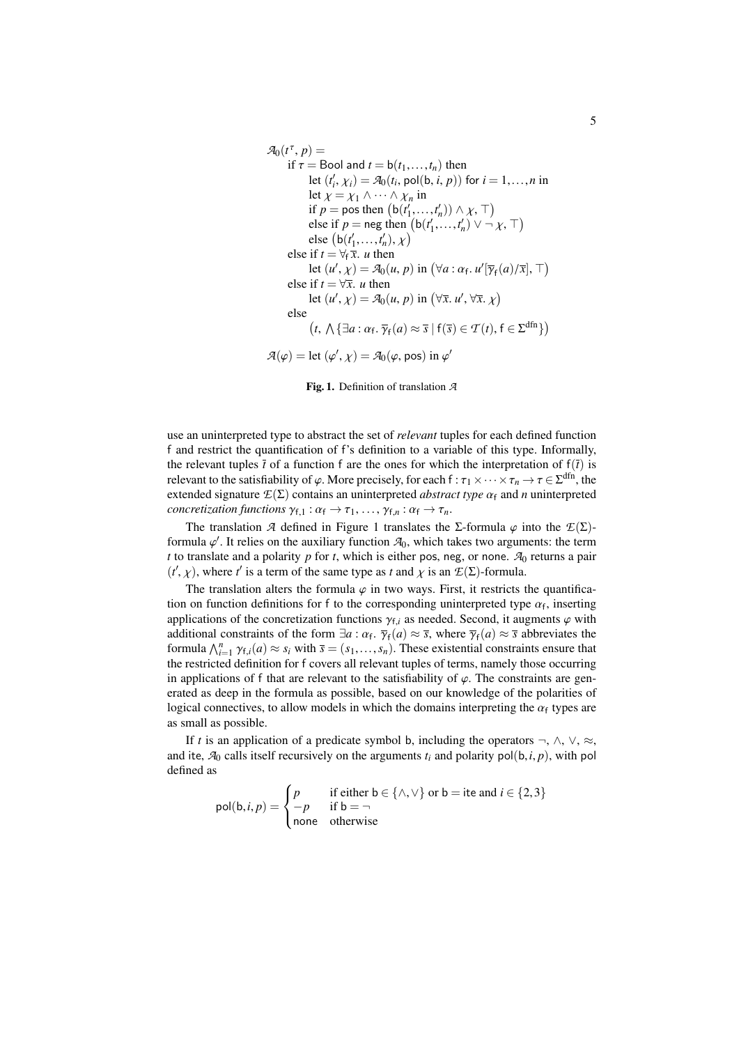$\mathcal{A}_0(t^\tau, p) =$
  if $\tau = \mathsf{Bool}$ and $t = \mathsf{b}(t_1, \ldots, t_n)$ then
    let $(t_i', \chi_i) = \mathcal{A}_0(t_i, \mathsf{pol}(\mathsf{b}, i, p))$ for $i = 1, \ldots, n$ in
    let $\chi = \chi_1 \wedge \cdots \wedge \chi_n$ in
    if $p = \mathsf{pos}$ then $\big(\mathsf{b}(t_1', \ldots, t_n')) \wedge \chi, \top\big)$
    else if $p = \mathsf{neg}$ then $\big(\mathsf{b}(t_1', \ldots, t_n') \vee \neg\, \chi, \top\big)$
    else $\big(\mathsf{b}(t_1', \ldots, t_n'), \chi\big)$
  else if $t = \forall_{\mathsf{f}}\, \overline{x}.\ u$ then
    let $(u', \chi) = \mathcal{A}_0(u, p)$ in $\big(\forall a : \alpha_{\mathsf{f}}.\ u'[\overline{\gamma}_{\mathsf{f}}(a)/\overline{x}], \top\big)$
  else if $t = \forall \overline{x}.\ u$ then
    let $(u', \chi) = \mathcal{A}_0(u, p)$ in $\big(\forall \overline{x}.\ u', \forall \overline{x}.\ \chi\big)$
  else
    $\big(t, \bigwedge\{\exists a : \alpha_{\mathsf{f}}.\ \overline{\gamma}_{\mathsf{f}}(a) \approx \overline{s} \mid \mathsf{f}(\overline{s}) \in \mathcal{T}(t), \mathsf{f} \in \Sigma^{\mathrm{dfn}}\}\big)$

$\mathcal{A}(\varphi) = \text{let } (\varphi', \chi) = \mathcal{A}_0(\varphi, \mathsf{pos}) \text{ in } \varphi'$

**Fig. 1.** Definition of translation $\mathcal{A}$

use an uninterpreted type to abstract the set of *relevant* tuples for each defined function $\mathsf{f}$ and restrict the quantification of $\mathsf{f}$'s definition to a variable of this type. Informally, the relevant tuples $\bar{t}$ of a function $\mathsf{f}$ are the ones for which the interpretation of $\mathsf{f}(\bar{t})$ is relevant to the satisfiability of $\varphi$. More precisely, for each $\mathsf{f} : \tau_1 \times \cdots \times \tau_n \to \tau \in \Sigma^{\mathrm{dfn}}$, the extended signature $\mathcal{E}(\Sigma)$ contains an uninterpreted *abstract type* $\alpha_{\mathsf{f}}$ and $n$ uninterpreted *concretization functions* $\gamma_{\mathsf{f},1} : \alpha_{\mathsf{f}} \to \tau_1, \ldots, \gamma_{\mathsf{f},n} : \alpha_{\mathsf{f}} \to \tau_n$.

The translation $\mathcal{A}$ defined in Figure 1 translates the $\Sigma$-formula $\varphi$ into the $\mathcal{E}(\Sigma)$-formula $\varphi'$. It relies on the auxiliary function $\mathcal{A}_0$, which takes two arguments: the term $t$ to translate and a polarity $p$ for $t$, which is either $\mathsf{pos}$, $\mathsf{neg}$, or $\mathsf{none}$. $\mathcal{A}_0$ returns a pair $(t', \chi)$, where $t'$ is a term of the same type as $t$ and $\chi$ is an $\mathcal{E}(\Sigma)$-formula.

The translation alters the formula $\varphi$ in two ways. First, it restricts the quantification on function definitions for $\mathsf{f}$ to the corresponding uninterpreted type $\alpha_{\mathsf{f}}$, inserting applications of the concretization functions $\gamma_{\mathsf{f},i}$ as needed. Second, it augments $\varphi$ with additional constraints of the form $\exists a : \alpha_{\mathsf{f}}.\ \overline{\gamma}_{\mathsf{f}}(a) \approx \overline{s}$, where $\overline{\gamma}_{\mathsf{f}}(a) \approx \overline{s}$ abbreviates the formula $\bigwedge_{i=1}^{n} \gamma_{\mathsf{f},i}(a) \approx s_i$ with $\overline{s} = (s_1, \ldots, s_n)$. These existential constraints ensure that the restricted definition for $\mathsf{f}$ covers all relevant tuples of terms, namely those occurring in applications of $\mathsf{f}$ that are relevant to the satisfiability of $\varphi$. The constraints are generated as deep in the formula as possible, based on our knowledge of the polarities of logical connectives, to allow models in which the domains interpreting the $\alpha_{\mathsf{f}}$ types are as small as possible.

If $t$ is an application of a predicate symbol $\mathsf{b}$, including the operators $\neg$, $\wedge$, $\vee$, $\approx$, and $\mathsf{ite}$, $\mathcal{A}_0$ calls itself recursively on the arguments $t_i$ and polarity $\mathsf{pol}(\mathsf{b}, i, p)$, with $\mathsf{pol}$ defined as

$$\mathsf{pol}(\mathsf{b}, i, p) = \begin{cases} p & \text{if either } \mathsf{b} \in \{\wedge, \vee\} \text{ or } \mathsf{b} = \mathsf{ite} \text{ and } i \in \{2, 3\} \\ -p & \text{if } \mathsf{b} = \neg \\ \mathsf{none} & \text{otherwise} \end{cases}$$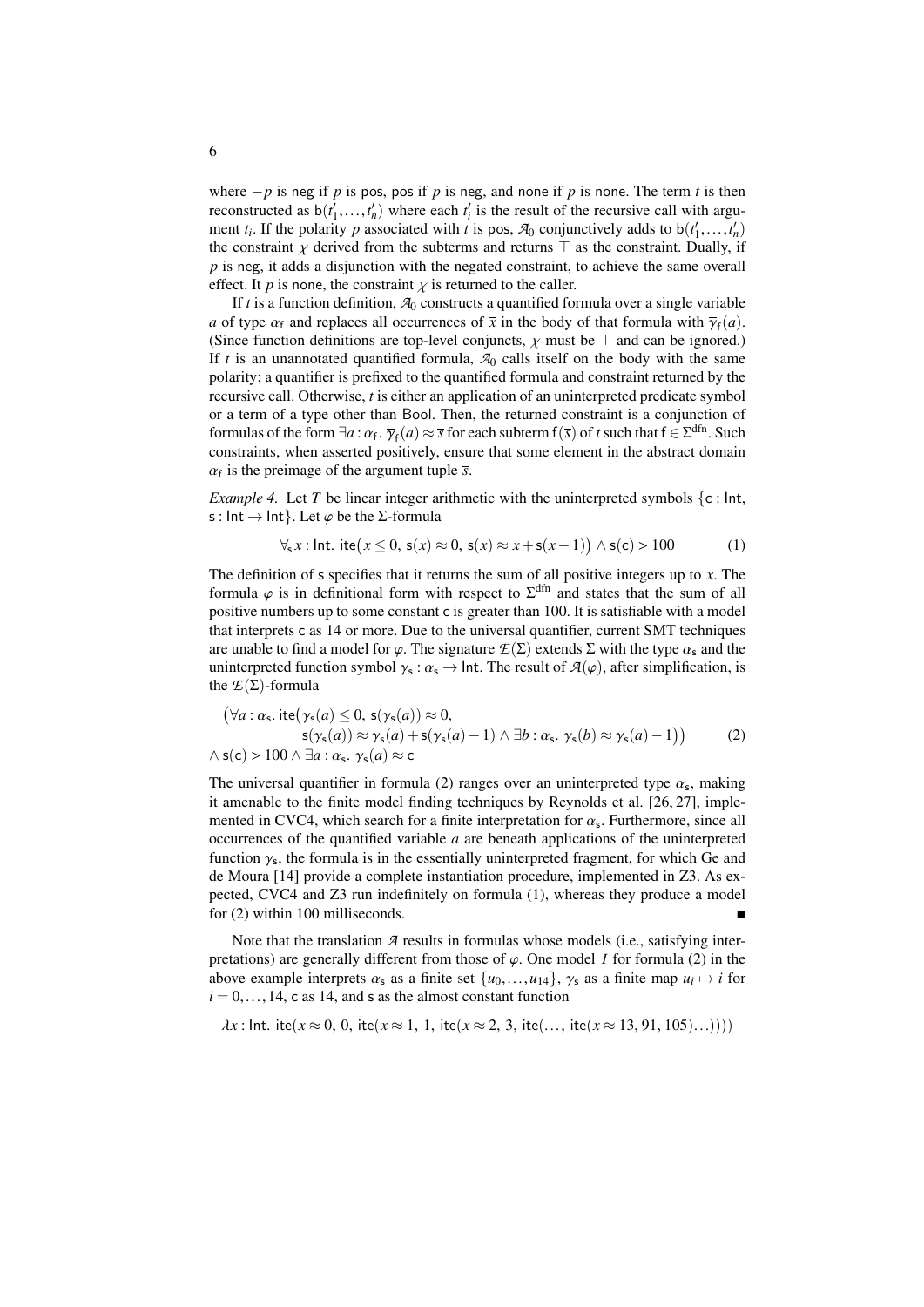where $-p$ is neg if $p$ is pos, pos if $p$ is neg, and none if $p$ is none. The term $t$ is then reconstructed as $\mathsf{b}(t'_1,\ldots,t'_n)$ where each $t'_i$ is the result of the recursive call with argument $t_i$. If the polarity $p$ associated with $t$ is pos, $\mathcal{A}_0$ conjunctively adds to $\mathsf{b}(t'_1,\ldots,t'_n)$ the constraint $\chi$ derived from the subterms and returns $\top$ as the constraint. Dually, if $p$ is neg, it adds a disjunction with the negated constraint, to achieve the same overall effect. It $p$ is none, the constraint $\chi$ is returned to the caller.

If $t$ is a function definition, $\mathcal{A}_0$ constructs a quantified formula over a single variable $a$ of type $\alpha_\mathsf{f}$ and replaces all occurrences of $\overline{x}$ in the body of that formula with $\overline{\gamma}_\mathsf{f}(a)$. (Since function definitions are top-level conjuncts, $\chi$ must be $\top$ and can be ignored.) If $t$ is an unannotated quantified formula, $\mathcal{A}_0$ calls itself on the body with the same polarity; a quantifier is prefixed to the quantified formula and constraint returned by the recursive call. Otherwise, $t$ is either an application of an uninterpreted predicate symbol or a term of a type other than Bool. Then, the returned constraint is a conjunction of formulas of the form $\exists a : \alpha_\mathsf{f}.\ \overline{\gamma}_\mathsf{f}(a) \approx \overline{s}$ for each subterm $\mathsf{f}(\overline{s})$ of $t$ such that $\mathsf{f} \in \Sigma^{\mathrm{dfn}}$. Such constraints, when asserted positively, ensure that some element in the abstract domain $\alpha_\mathsf{f}$ is the preimage of the argument tuple $\overline{s}$.

*Example 4.* Let $T$ be linear integer arithmetic with the uninterpreted symbols $\{\mathsf{c} : \mathsf{Int}, \mathsf{s} : \mathsf{Int} \to \mathsf{Int}\}$. Let $\varphi$ be the $\Sigma$-formula

$$\forall_\mathsf{s}\, x : \mathsf{Int}.\ \mathsf{ite}\big(x \le 0,\ \mathsf{s}(x) \approx 0,\ \mathsf{s}(x) \approx x + \mathsf{s}(x-1)\big) \wedge \mathsf{s}(\mathsf{c}) > 100 \tag{1}$$

The definition of s specifies that it returns the sum of all positive integers up to $x$. The formula $\varphi$ is in definitional form with respect to $\Sigma^{\mathrm{dfn}}$ and states that the sum of all positive numbers up to some constant c is greater than 100. It is satisfiable with a model that interprets c as 14 or more. Due to the universal quantifier, current SMT techniques are unable to find a model for $\varphi$. The signature $\mathcal{E}(\Sigma)$ extends $\Sigma$ with the type $\alpha_\mathsf{s}$ and the uninterpreted function symbol $\gamma_\mathsf{s} : \alpha_\mathsf{s} \to \mathsf{Int}$. The result of $\mathcal{A}(\varphi)$, after simplification, is the $\mathcal{E}(\Sigma)$-formula

$$\begin{aligned}
&\big(\forall a : \alpha_\mathsf{s}.\ \mathsf{ite}\big(\gamma_\mathsf{s}(a) \le 0,\ \mathsf{s}(\gamma_\mathsf{s}(a)) \approx 0, \\
&\qquad \mathsf{s}(\gamma_\mathsf{s}(a)) \approx \gamma_\mathsf{s}(a) + \mathsf{s}(\gamma_\mathsf{s}(a) - 1) \wedge \exists b : \alpha_\mathsf{s}.\ \gamma_\mathsf{s}(b) \approx \gamma_\mathsf{s}(a) - 1\big)\big) \\
&\wedge \mathsf{s}(\mathsf{c}) > 100 \wedge \exists a : \alpha_\mathsf{s}.\ \gamma_\mathsf{s}(a) \approx \mathsf{c}
\end{aligned} \tag{2}$$

The universal quantifier in formula (2) ranges over an uninterpreted type $\alpha_\mathsf{s}$, making it amenable to the finite model finding techniques by Reynolds et al. [26, 27], implemented in CVC4, which search for a finite interpretation for $\alpha_\mathsf{s}$. Furthermore, since all occurrences of the quantified variable $a$ are beneath applications of the uninterpreted function $\gamma_\mathsf{s}$, the formula is in the essentially uninterpreted fragment, for which Ge and de Moura [14] provide a complete instantiation procedure, implemented in Z3. As expected, CVC4 and Z3 run indefinitely on formula (1), whereas they produce a model for (2) within 100 milliseconds. ∎

Note that the translation $\mathcal{A}$ results in formulas whose models (i.e., satisfying interpretations) are generally different from those of $\varphi$. One model $I$ for formula (2) in the above example interprets $\alpha_\mathsf{s}$ as a finite set $\{u_0,\ldots,u_{14}\}$, $\gamma_\mathsf{s}$ as a finite map $u_i \mapsto i$ for $i = 0,\ldots,14$, c as 14, and s as the almost constant function

$$\lambda x : \mathsf{Int}.\ \mathsf{ite}(x \approx 0,\ 0,\ \mathsf{ite}(x \approx 1,\ 1,\ \mathsf{ite}(x \approx 2,\ 3,\ \mathsf{ite}(\ldots,\ \mathsf{ite}(x \approx 13,\ 91,\ 105)\ldots))))$$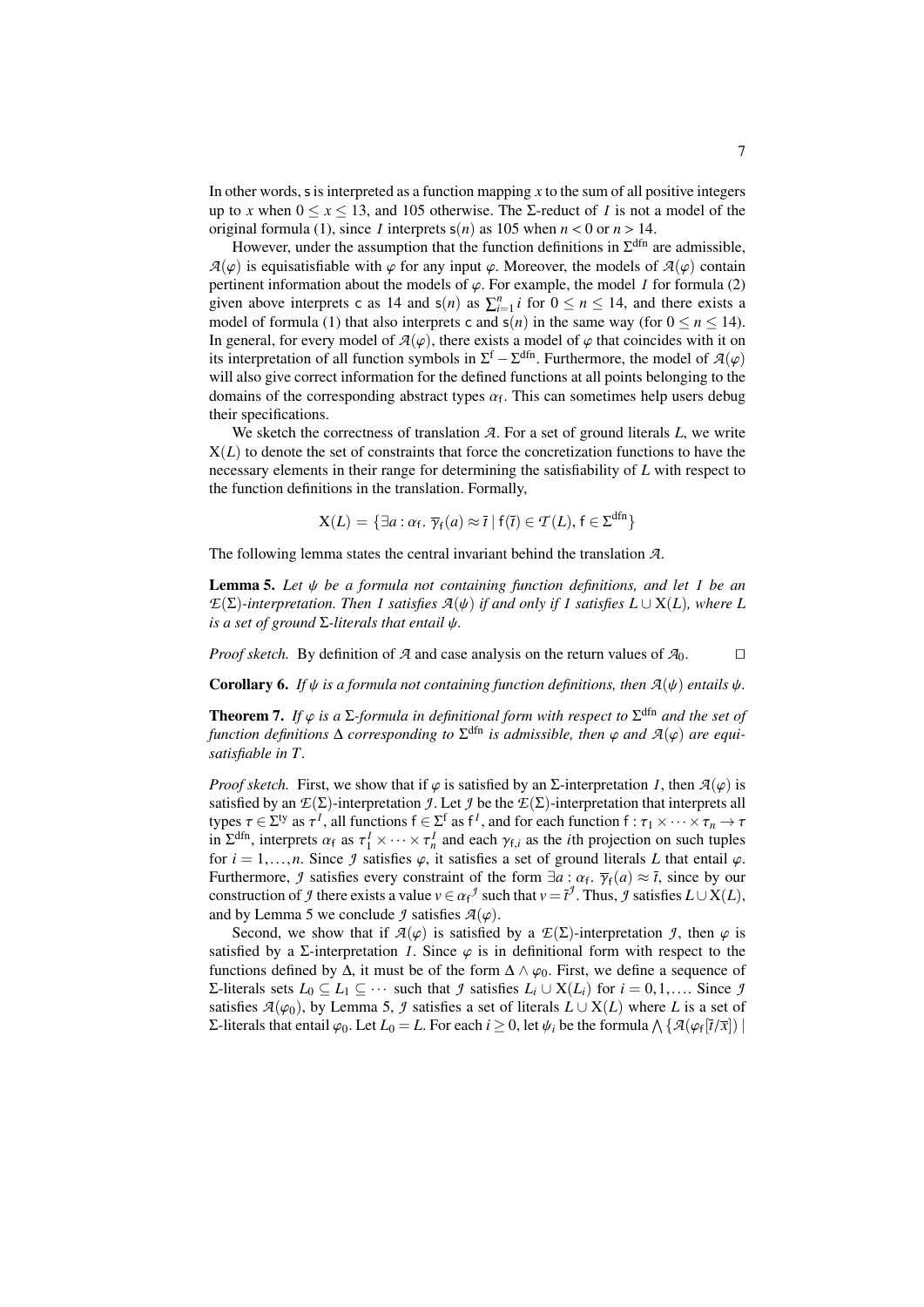In other words, $\mathsf{s}$ is interpreted as a function mapping $x$ to the sum of all positive integers up to $x$ when $0 \leq x \leq 13$, and 105 otherwise. The $\Sigma$-reduct of $\mathcal{I}$ is not a model of the original formula (1), since $\mathcal{I}$ interprets $\mathsf{s}(n)$ as 105 when $n < 0$ or $n > 14$.

However, under the assumption that the function definitions in $\Sigma^{\mathrm{dfn}}$ are admissible, $\mathcal{A}(\varphi)$ is equisatisfiable with $\varphi$ for any input $\varphi$. Moreover, the models of $\mathcal{A}(\varphi)$ contain pertinent information about the models of $\varphi$. For example, the model $\mathcal{I}$ for formula (2) given above interprets $\mathsf{c}$ as 14 and $\mathsf{s}(n)$ as $\sum_{i=1}^{n} i$ for $0 \leq n \leq 14$, and there exists a model of formula (1) that also interprets $\mathsf{c}$ and $\mathsf{s}(n)$ in the same way (for $0 \leq n \leq 14$). In general, for every model of $\mathcal{A}(\varphi)$, there exists a model of $\varphi$ that coincides with it on its interpretation of all function symbols in $\Sigma^{\mathrm{f}} - \Sigma^{\mathrm{dfn}}$. Furthermore, the model of $\mathcal{A}(\varphi)$ will also give correct information for the defined functions at all points belonging to the domains of the corresponding abstract types $\alpha_{\mathsf{f}}$. This can sometimes help users debug their specifications.

We sketch the correctness of translation $\mathcal{A}$. For a set of ground literals $L$, we write $\mathrm{X}(L)$ to denote the set of constraints that force the concretization functions to have the necessary elements in their range for determining the satisfiability of $L$ with respect to the function definitions in the translation. Formally,

$$\mathrm{X}(L) = \{\exists a : \alpha_{\mathsf{f}}.\ \overline{\gamma}_{\mathsf{f}}(a) \approx \bar{t} \mid \mathsf{f}(\bar{t}) \in \mathcal{T}(L),\, \mathsf{f} \in \Sigma^{\mathrm{dfn}}\}$$

The following lemma states the central invariant behind the translation $\mathcal{A}$.

**Lemma 5.** *Let $\psi$ be a formula not containing function definitions, and let $\mathcal{I}$ be an $\mathcal{E}(\Sigma)$-interpretation. Then $\mathcal{I}$ satisfies $\mathcal{A}(\psi)$ if and only if $\mathcal{I}$ satisfies $L \cup \mathrm{X}(L)$, where $L$ is a set of ground $\Sigma$-literals that entail $\psi$.*

*Proof sketch.* By definition of $\mathcal{A}$ and case analysis on the return values of $\mathcal{A}_0$. $\square$

**Corollary 6.** *If $\psi$ is a formula not containing function definitions, then $\mathcal{A}(\psi)$ entails $\psi$.*

**Theorem 7.** *If $\varphi$ is a $\Sigma$-formula in definitional form with respect to $\Sigma^{\mathrm{dfn}}$ and the set of function definitions $\Delta$ corresponding to $\Sigma^{\mathrm{dfn}}$ is admissible, then $\varphi$ and $\mathcal{A}(\varphi)$ are equisatisfiable in $T$.*

*Proof sketch.* First, we show that if $\varphi$ is satisfied by an $\Sigma$-interpretation $\mathcal{I}$, then $\mathcal{A}(\varphi)$ is satisfied by an $\mathcal{E}(\Sigma)$-interpretation $\mathcal{J}$. Let $\mathcal{J}$ be the $\mathcal{E}(\Sigma)$-interpretation that interprets all types $\tau \in \Sigma^{\mathrm{ty}}$ as $\tau^{\mathcal{I}}$, all functions $\mathsf{f} \in \Sigma^{\mathrm{f}}$ as $\mathsf{f}^{\mathcal{I}}$, and for each function $\mathsf{f} : \tau_1 \times \cdots \times \tau_n \to \tau$ in $\Sigma^{\mathrm{dfn}}$, interprets $\alpha_{\mathsf{f}}$ as $\tau_1^{\mathcal{I}} \times \cdots \times \tau_n^{\mathcal{I}}$ and each $\gamma_{\mathsf{f},i}$ as the $i$th projection on such tuples for $i = 1, \ldots, n$. Since $\mathcal{J}$ satisfies $\varphi$, it satisfies a set of ground literals $L$ that entail $\varphi$. Furthermore, $\mathcal{J}$ satisfies every constraint of the form $\exists a : \alpha_{\mathsf{f}}.\ \overline{\gamma}_{\mathsf{f}}(a) \approx \bar{t}$, since by our construction of $\mathcal{J}$ there exists a value $v \in {\alpha_{\mathsf{f}}}^{\mathcal{J}}$ such that $v = \bar{t}^{\mathcal{J}}$. Thus, $\mathcal{J}$ satisfies $L \cup \mathrm{X}(L)$, and by Lemma 5 we conclude $\mathcal{J}$ satisfies $\mathcal{A}(\varphi)$.

Second, we show that if $\mathcal{A}(\varphi)$ is satisfied by a $\mathcal{E}(\Sigma)$-interpretation $\mathcal{J}$, then $\varphi$ is satisfied by a $\Sigma$-interpretation $\mathcal{I}$. Since $\varphi$ is in definitional form with respect to the functions defined by $\Delta$, it must be of the form $\Delta \wedge \varphi_0$. First, we define a sequence of $\Sigma$-literals sets $L_0 \subseteq L_1 \subseteq \cdots$ such that $\mathcal{J}$ satisfies $L_i \cup \mathrm{X}(L_i)$ for $i = 0, 1, \ldots$. Since $\mathcal{J}$ satisfies $\mathcal{A}(\varphi_0)$, by Lemma 5, $\mathcal{J}$ satisfies a set of literals $L \cup \mathrm{X}(L)$ where $L$ is a set of $\Sigma$-literals that entail $\varphi_0$. Let $L_0 = L$. For each $i \geq 0$, let $\psi_i$ be the formula $\bigwedge \{\mathcal{A}(\varphi_{\mathsf{f}}[\bar{t}/\bar{x}]) \mid$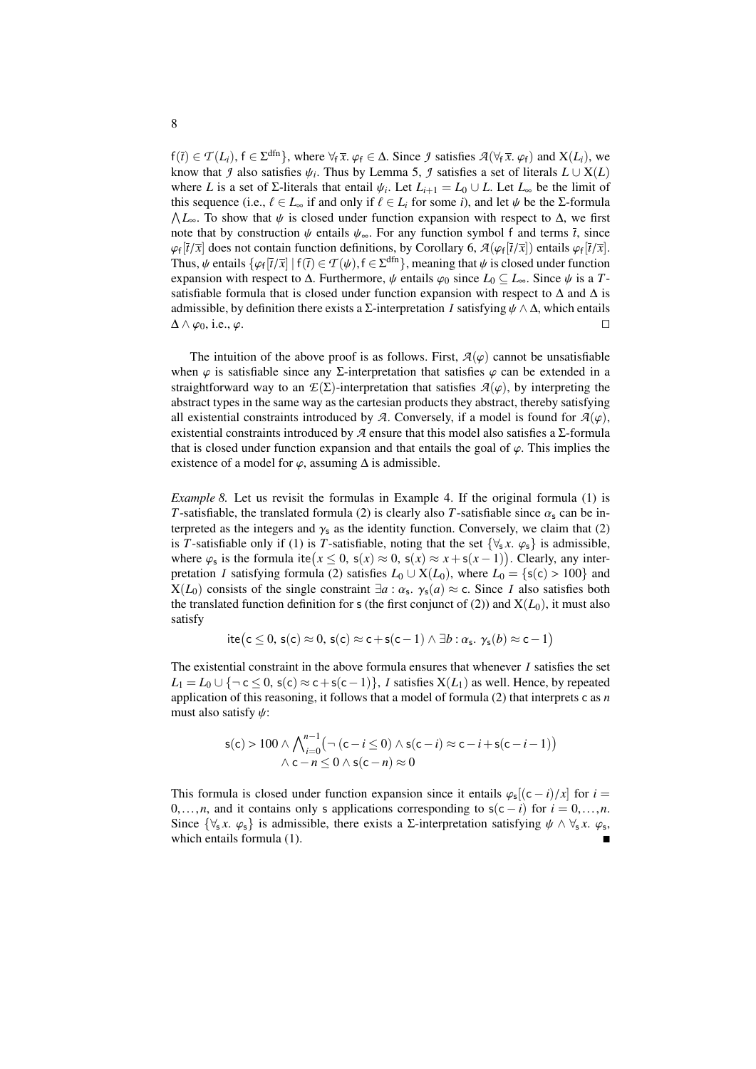$\mathsf{f}(\bar{t}) \in \mathcal{T}(L_i), \mathsf{f} \in \Sigma^{\mathrm{dfn}}\}$, where $\forall_{\mathsf{f}}\, \bar{x}.\ \varphi_{\mathsf{f}} \in \Delta$. Since $\mathcal{J}$ satisfies $\mathcal{A}(\forall_{\mathsf{f}}\, \bar{x}.\ \varphi_{\mathsf{f}})$ and $\mathrm{X}(L_i)$, we know that $\mathcal{J}$ also satisfies $\psi_i$. Thus by Lemma 5, $\mathcal{J}$ satisfies a set of literals $L \cup \mathrm{X}(L)$ where $L$ is a set of $\Sigma$-literals that entail $\psi_i$. Let $L_{i+1} = L_0 \cup L$. Let $L_\infty$ be the limit of this sequence (i.e., $\ell \in L_\infty$ if and only if $\ell \in L_i$ for some $i$), and let $\psi$ be the $\Sigma$-formula $\bigwedge L_\infty$. To show that $\psi$ is closed under function expansion with respect to $\Delta$, we first note that by construction $\psi$ entails $\psi_\infty$. For any function symbol $\mathsf{f}$ and terms $\bar{t}$, since $\varphi_{\mathsf{f}}[\bar{t}/\bar{x}]$ does not contain function definitions, by Corollary 6, $\mathcal{A}(\varphi_{\mathsf{f}}[\bar{t}/\bar{x}])$ entails $\varphi_{\mathsf{f}}[\bar{t}/\bar{x}]$. Thus, $\psi$ entails $\{\varphi_{\mathsf{f}}[\bar{t}/\bar{x}] \mid \mathsf{f}(\bar{t}) \in \mathcal{T}(\psi), \mathsf{f} \in \Sigma^{\mathrm{dfn}}\}$, meaning that $\psi$ is closed under function expansion with respect to $\Delta$. Furthermore, $\psi$ entails $\varphi_0$ since $L_0 \subseteq L_\infty$. Since $\psi$ is a $T$-satisfiable formula that is closed under function expansion with respect to $\Delta$ and $\Delta$ is admissible, by definition there exists a $\Sigma$-interpretation $I$ satisfying $\psi \wedge \Delta$, which entails $\Delta \wedge \varphi_0$, i.e., $\varphi$. □

The intuition of the above proof is as follows. First, $\mathcal{A}(\varphi)$ cannot be unsatisfiable when $\varphi$ is satisfiable since any $\Sigma$-interpretation that satisfies $\varphi$ can be extended in a straightforward way to an $\mathcal{E}(\Sigma)$-interpretation that satisfies $\mathcal{A}(\varphi)$, by interpreting the abstract types in the same way as the cartesian products they abstract, thereby satisfying all existential constraints introduced by $\mathcal{A}$. Conversely, if a model is found for $\mathcal{A}(\varphi)$, existential constraints introduced by $\mathcal{A}$ ensure that this model also satisfies a $\Sigma$-formula that is closed under function expansion and that entails the goal of $\varphi$. This implies the existence of a model for $\varphi$, assuming $\Delta$ is admissible.

*Example 8.* Let us revisit the formulas in Example 4. If the original formula (1) is $T$-satisfiable, the translated formula (2) is clearly also $T$-satisfiable since $\alpha_{\mathsf{s}}$ can be interpreted as the integers and $\gamma_{\mathsf{s}}$ as the identity function. Conversely, we claim that (2) is $T$-satisfiable only if (1) is $T$-satisfiable, noting that the set $\{\forall_{\mathsf{s}}\, x.\ \varphi_{\mathsf{s}}\}$ is admissible, where $\varphi_{\mathsf{s}}$ is the formula $\mathsf{ite}\big(x \leq 0,\ \mathsf{s}(x) \approx 0,\ \mathsf{s}(x) \approx x + \mathsf{s}(x-1)\big)$. Clearly, any interpretation $I$ satisfying formula (2) satisfies $L_0 \cup \mathrm{X}(L_0)$, where $L_0 = \{\mathsf{s}(\mathsf{c}) > 100\}$ and $\mathrm{X}(L_0)$ consists of the single constraint $\exists a : \alpha_{\mathsf{s}}.\ \gamma_{\mathsf{s}}(a) \approx \mathsf{c}$. Since $I$ also satisfies both the translated function definition for $\mathsf{s}$ (the first conjunct of (2)) and $\mathrm{X}(L_0)$, it must also satisfy

$$\mathsf{ite}\big(\mathsf{c} \leq 0,\ \mathsf{s}(\mathsf{c}) \approx 0,\ \mathsf{s}(\mathsf{c}) \approx \mathsf{c} + \mathsf{s}(\mathsf{c}-1) \wedge \exists b : \alpha_{\mathsf{s}}.\ \gamma_{\mathsf{s}}(b) \approx \mathsf{c} - 1\big)$$

The existential constraint in the above formula ensures that whenever $I$ satisfies the set $L_1 = L_0 \cup \{\neg\, \mathsf{c} \leq 0,\ \mathsf{s}(\mathsf{c}) \approx \mathsf{c} + \mathsf{s}(\mathsf{c}-1)\}$, $I$ satisfies $\mathrm{X}(L_1)$ as well. Hence, by repeated application of this reasoning, it follows that a model of formula (2) that interprets $\mathsf{c}$ as $n$ must also satisfy $\psi$:

$$\mathsf{s}(\mathsf{c}) > 100 \wedge \bigwedge_{i=0}^{n-1} \big(\neg\, (\mathsf{c} - i \leq 0) \wedge \mathsf{s}(\mathsf{c}-i) \approx \mathsf{c} - i + \mathsf{s}(\mathsf{c}-i-1)\big)$$
$$\wedge\ \mathsf{c} - n \leq 0 \wedge \mathsf{s}(\mathsf{c}-n) \approx 0$$

This formula is closed under function expansion since it entails $\varphi_{\mathsf{s}}[(\mathsf{c}-i)/x]$ for $i = 0, \ldots, n$, and it contains only $\mathsf{s}$ applications corresponding to $\mathsf{s}(\mathsf{c}-i)$ for $i = 0, \ldots, n$. Since $\{\forall_{\mathsf{s}}\, x.\ \varphi_{\mathsf{s}}\}$ is admissible, there exists a $\Sigma$-interpretation satisfying $\psi \wedge \forall_{\mathsf{s}}\, x.\ \varphi_{\mathsf{s}}$, which entails formula (1). ■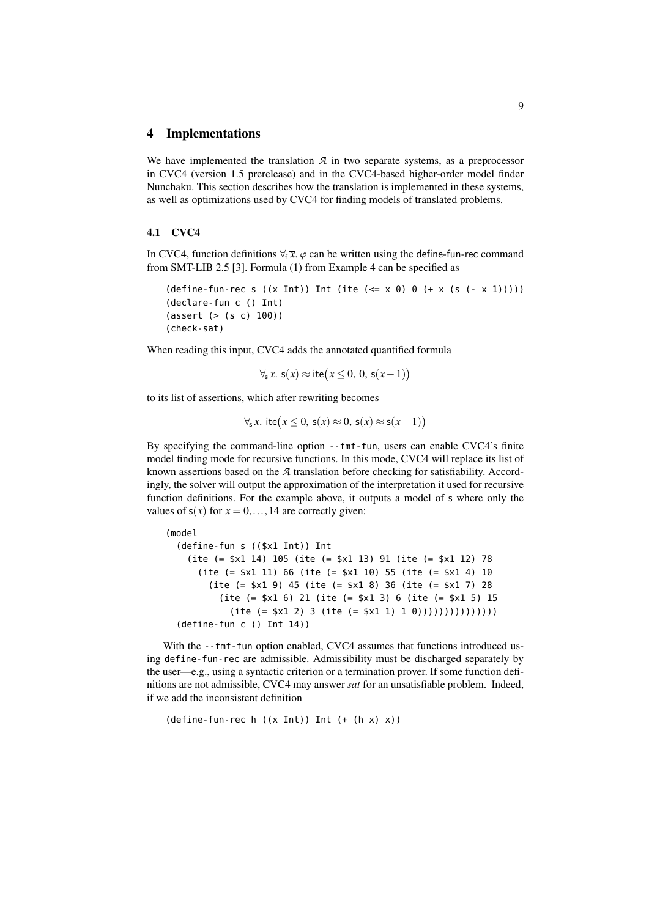## 4 Implementations

We have implemented the translation $\mathcal{A}$ in two separate systems, as a preprocessor in CVC4 (version 1.5 prerelease) and in the CVC4-based higher-order model finder Nunchaku. This section describes how the translation is implemented in these systems, as well as optimizations used by CVC4 for finding models of translated problems.

### 4.1 CVC4

In CVC4, function definitions $\forall_{\mathsf{f}}\,\overline{x}.\ \varphi$ can be written using the define-fun-rec command from SMT-LIB 2.5 [3]. Formula (1) from Example 4 can be specified as

```
(define-fun-rec s ((x Int)) Int (ite (<= x 0) 0 (+ x (s (- x 1)))))
(declare-fun c () Int)
(assert (> (s c) 100))
(check-sat)
```

When reading this input, CVC4 adds the annotated quantified formula

$$\forall_{\mathsf{s}}\, x.\ \mathsf{s}(x) \approx \mathsf{ite}\big(x \leq 0,\ 0,\ \mathsf{s}(x-1)\big)$$

to its list of assertions, which after rewriting becomes

$$\forall_{\mathsf{s}}\, x.\ \mathsf{ite}\big(x \leq 0,\ \mathsf{s}(x) \approx 0,\ \mathsf{s}(x) \approx \mathsf{s}(x-1)\big)$$

By specifying the command-line option `--fmf-fun`, users can enable CVC4's finite model finding mode for recursive functions. In this mode, CVC4 will replace its list of known assertions based on the $\mathcal{A}$ translation before checking for satisfiability. Accordingly, the solver will output the approximation of the interpretation it used for recursive function definitions. For the example above, it outputs a model of s where only the values of $\mathsf{s}(x)$ for $x = 0, \ldots, 14$ are correctly given:

```
(model
  (define-fun s (($x1 Int)) Int
    (ite (= $x1 14) 105 (ite (= $x1 13) 91 (ite (= $x1 12) 78
      (ite (= $x1 11) 66 (ite (= $x1 10) 55 (ite (= $x1 4) 10
        (ite (= $x1 9) 45 (ite (= $x1 8) 36 (ite (= $x1 7) 28
          (ite (= $x1 6) 21 (ite (= $x1 3) 6 (ite (= $x1 5) 15
            (ite (= $x1 2) 3 (ite (= $x1 1) 1 0)))))))))))))))
  (define-fun c () Int 14))
```

With the `--fmf-fun` option enabled, CVC4 assumes that functions introduced using `define-fun-rec` are admissible. Admissibility must be discharged separately by the user—e.g., using a syntactic criterion or a termination prover. If some function definitions are not admissible, CVC4 may answer *sat* for an unsatisfiable problem. Indeed, if we add the inconsistent definition

```
(define-fun-rec h ((x Int)) Int (+ (h x) x))
```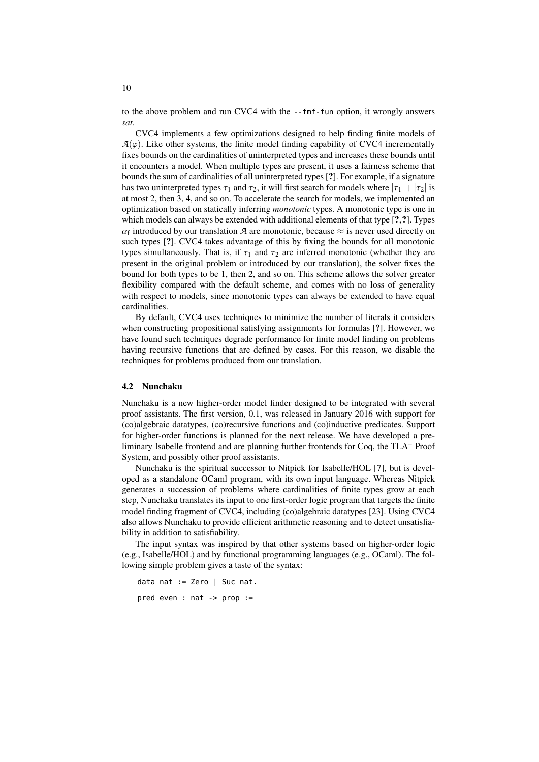to the above problem and run CVC4 with the `--fmf-fun` option, it wrongly answers *sat*.

CVC4 implements a few optimizations designed to help finding finite models of $\mathcal{A}(\varphi)$. Like other systems, the finite model finding capability of CVC4 incrementally fixes bounds on the cardinalities of uninterpreted types and increases these bounds until it encounters a model. When multiple types are present, it uses a fairness scheme that bounds the sum of cardinalities of all uninterpreted types [**?**]. For example, if a signature has two uninterpreted types $\tau_1$ and $\tau_2$, it will first search for models where $|\tau_1| + |\tau_2|$ is at most 2, then 3, 4, and so on. To accelerate the search for models, we implemented an optimization based on statically inferring *monotonic* types. A monotonic type is one in which models can always be extended with additional elements of that type [**?**, **?**]. Types $\alpha_{\mathrm{f}}$ introduced by our translation $\mathcal{A}$ are monotonic, because $\approx$ is never used directly on such types [**?**]. CVC4 takes advantage of this by fixing the bounds for all monotonic types simultaneously. That is, if $\tau_1$ and $\tau_2$ are inferred monotonic (whether they are present in the original problem or introduced by our translation), the solver fixes the bound for both types to be 1, then 2, and so on. This scheme allows the solver greater flexibility compared with the default scheme, and comes with no loss of generality with respect to models, since monotonic types can always be extended to have equal cardinalities.

By default, CVC4 uses techniques to minimize the number of literals it considers when constructing propositional satisfying assignments for formulas [**?**]. However, we have found such techniques degrade performance for finite model finding on problems having recursive functions that are defined by cases. For this reason, we disable the techniques for problems produced from our translation.

### 4.2 Nunchaku

Nunchaku is a new higher-order model finder designed to be integrated with several proof assistants. The first version, 0.1, was released in January 2016 with support for (co)algebraic datatypes, (co)recursive functions and (co)inductive predicates. Support for higher-order functions is planned for the next release. We have developed a preliminary Isabelle frontend and are planning further frontends for Coq, the TLA$^+$ Proof System, and possibly other proof assistants.

Nunchaku is the spiritual successor to Nitpick for Isabelle/HOL [7], but is developed as a standalone OCaml program, with its own input language. Whereas Nitpick generates a succession of problems where cardinalities of finite types grow at each step, Nunchaku translates its input to one first-order logic program that targets the finite model finding fragment of CVC4, including (co)algebraic datatypes [23]. Using CVC4 also allows Nunchaku to provide efficient arithmetic reasoning and to detect unsatisfiability in addition to satisfiability.

The input syntax was inspired by that other systems based on higher-order logic (e.g., Isabelle/HOL) and by functional programming languages (e.g., OCaml). The following simple problem gives a taste of the syntax:

```
data nat := Zero | Suc nat.

pred even : nat -> prop :=
```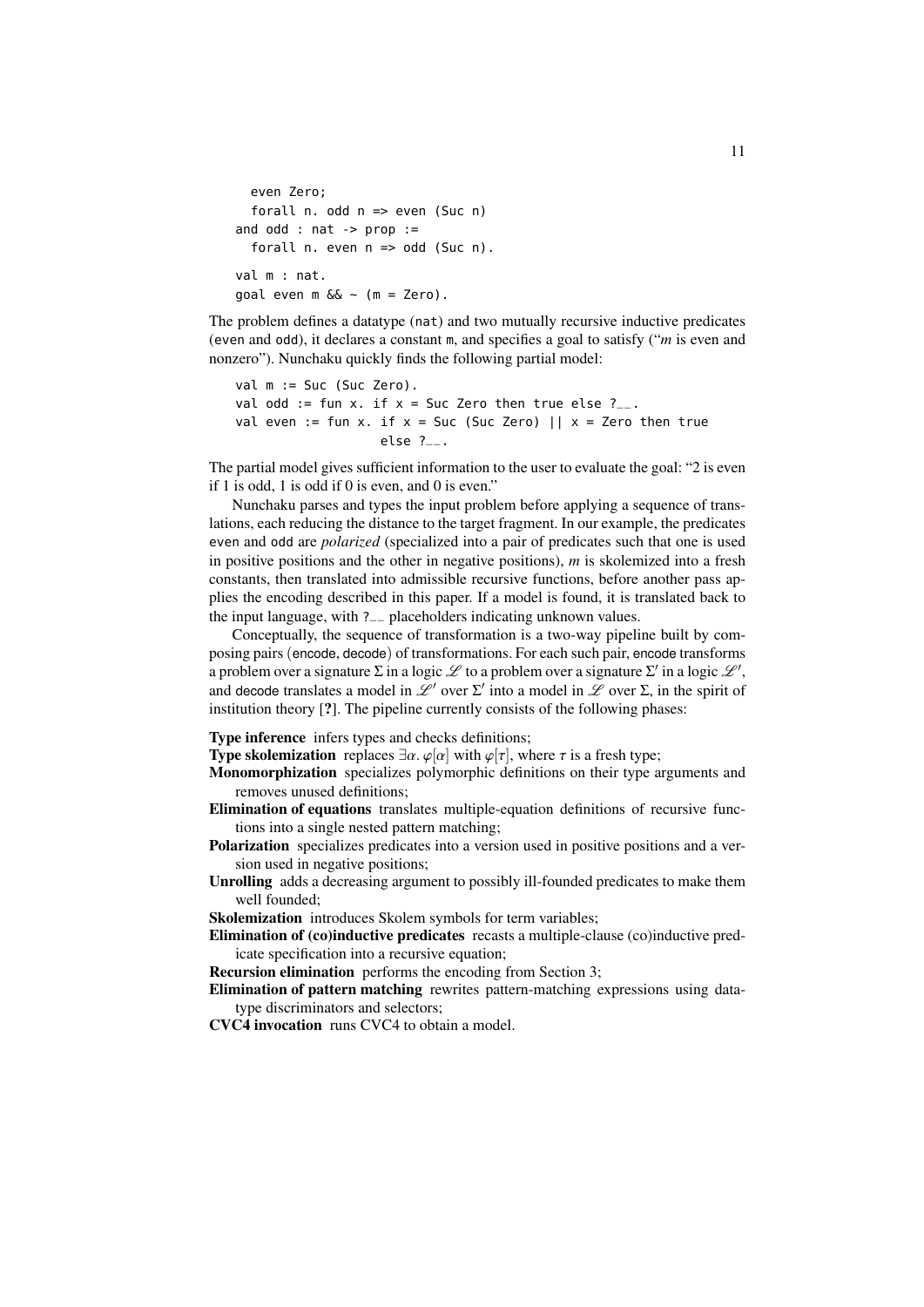```
  even Zero;
  forall n. odd n => even (Suc n)
and odd : nat -> prop :=
  forall n. even n => odd (Suc n).

val m : nat.
goal even m && ~ (m = Zero).
```

The problem defines a datatype (nat) and two mutually recursive inductive predicates (even and odd), it declares a constant m, and specifies a goal to satisfy ("*m* is even and nonzero"). Nunchaku quickly finds the following partial model:

```
val m := Suc (Suc Zero).
val odd := fun x. if x = Suc Zero then true else ?__.
val even := fun x. if x = Suc (Suc Zero) || x = Zero then true
                   else ?__.
```

The partial model gives sufficient information to the user to evaluate the goal: "2 is even if 1 is odd, 1 is odd if 0 is even, and 0 is even."

Nunchaku parses and types the input problem before applying a sequence of translations, each reducing the distance to the target fragment. In our example, the predicates even and odd are *polarized* (specialized into a pair of predicates such that one is used in positive positions and the other in negative positions), *m* is skolemized into a fresh constants, then translated into admissible recursive functions, before another pass applies the encoding described in this paper. If a model is found, it is translated back to the input language, with ?__ placeholders indicating unknown values.

Conceptually, the sequence of transformation is a two-way pipeline built by composing pairs (encode, decode) of transformations. For each such pair, encode transforms a problem over a signature $\Sigma$ in a logic $\mathscr{L}$ to a problem over a signature $\Sigma'$ in a logic $\mathscr{L}'$, and decode translates a model in $\mathscr{L}'$ over $\Sigma'$ into a model in $\mathscr{L}$ over $\Sigma$, in the spirit of institution theory [**?**]. The pipeline currently consists of the following phases:

**Type inference** infers types and checks definitions;
**Type skolemization** replaces $\exists\alpha.\ \varphi[\alpha]$ with $\varphi[\tau]$, where $\tau$ is a fresh type;
**Monomorphization** specializes polymorphic definitions on their type arguments and removes unused definitions;
**Elimination of equations** translates multiple-equation definitions of recursive functions into a single nested pattern matching;
**Polarization** specializes predicates into a version used in positive positions and a version used in negative positions;
**Unrolling** adds a decreasing argument to possibly ill-founded predicates to make them well founded;
**Skolemization** introduces Skolem symbols for term variables;
**Elimination of (co)inductive predicates** recasts a multiple-clause (co)inductive predicate specification into a recursive equation;
**Recursion elimination** performs the encoding from Section 3;
**Elimination of pattern matching** rewrites pattern-matching expressions using datatype discriminators and selectors;
**CVC4 invocation** runs CVC4 to obtain a model.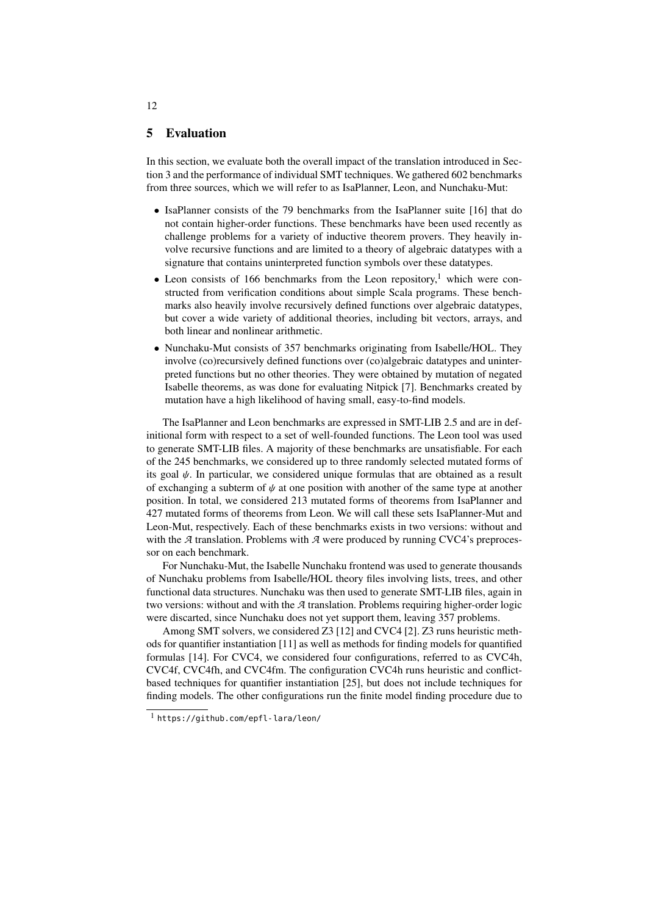## 5 Evaluation

In this section, we evaluate both the overall impact of the translation introduced in Section 3 and the performance of individual SMT techniques. We gathered 602 benchmarks from three sources, which we will refer to as IsaPlanner, Leon, and Nunchaku-Mut:

- IsaPlanner consists of the 79 benchmarks from the IsaPlanner suite [16] that do not contain higher-order functions. These benchmarks have been used recently as challenge problems for a variety of inductive theorem provers. They heavily involve recursive functions and are limited to a theory of algebraic datatypes with a signature that contains uninterpreted function symbols over these datatypes.
- Leon consists of 166 benchmarks from the Leon repository,[1] which were constructed from verification conditions about simple Scala programs. These benchmarks also heavily involve recursively defined functions over algebraic datatypes, but cover a wide variety of additional theories, including bit vectors, arrays, and both linear and nonlinear arithmetic.
- Nunchaku-Mut consists of 357 benchmarks originating from Isabelle/HOL. They involve (co)recursively defined functions over (co)algebraic datatypes and uninterpreted functions but no other theories. They were obtained by mutation of negated Isabelle theorems, as was done for evaluating Nitpick [7]. Benchmarks created by mutation have a high likelihood of having small, easy-to-find models.

The IsaPlanner and Leon benchmarks are expressed in SMT-LIB 2.5 and are in definitional form with respect to a set of well-founded functions. The Leon tool was used to generate SMT-LIB files. A majority of these benchmarks are unsatisfiable. For each of the 245 benchmarks, we considered up to three randomly selected mutated forms of its goal $\psi$. In particular, we considered unique formulas that are obtained as a result of exchanging a subterm of $\psi$ at one position with another of the same type at another position. In total, we considered 213 mutated forms of theorems from IsaPlanner and 427 mutated forms of theorems from Leon. We will call these sets IsaPlanner-Mut and Leon-Mut, respectively. Each of these benchmarks exists in two versions: without and with the $\mathcal{A}$ translation. Problems with $\mathcal{A}$ were produced by running CVC4's preprocessor on each benchmark.

For Nunchaku-Mut, the Isabelle Nunchaku frontend was used to generate thousands of Nunchaku problems from Isabelle/HOL theory files involving lists, trees, and other functional data structures. Nunchaku was then used to generate SMT-LIB files, again in two versions: without and with the $\mathcal{A}$ translation. Problems requiring higher-order logic were discarted, since Nunchaku does not yet support them, leaving 357 problems.

Among SMT solvers, we considered Z3 [12] and CVC4 [2]. Z3 runs heuristic methods for quantifier instantiation [11] as well as methods for finding models for quantified formulas [14]. For CVC4, we considered four configurations, referred to as CVC4h, CVC4f, CVC4fh, and CVC4fm. The configuration CVC4h runs heuristic and conflict-based techniques for quantifier instantiation [25], but does not include techniques for finding models. The other configurations run the finite model finding procedure due to

[1] https://github.com/epfl-lara/leon/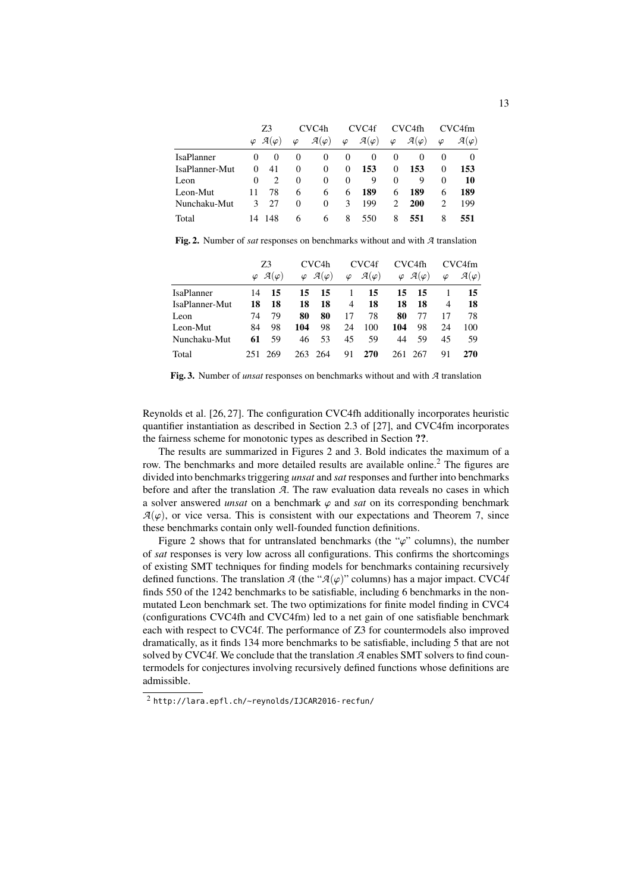| | Z3 | | CVC4h | | CVC4f | | CVC4fh | | CVC4fm | |
|---|---|---|---|---|---|---|---|---|---|---|
| | $\varphi$ | $\mathcal{A}(\varphi)$ | $\varphi$ | $\mathcal{A}(\varphi)$ | $\varphi$ | $\mathcal{A}(\varphi)$ | $\varphi$ | $\mathcal{A}(\varphi)$ | $\varphi$ | $\mathcal{A}(\varphi)$ |
| IsaPlanner | 0 | 0 | 0 | 0 | 0 | 0 | 0 | 0 | 0 | 0 |
| IsaPlanner-Mut | 0 | 41 | 0 | 0 | 0 | **153** | 0 | **153** | 0 | **153** |
| Leon | 0 | 2 | 0 | 0 | 0 | 9 | 0 | 9 | 0 | **10** |
| Leon-Mut | 11 | 78 | 6 | 6 | 6 | **189** | 6 | **189** | 6 | **189** |
| Nunchaku-Mut | 3 | 27 | 0 | 0 | 3 | 199 | 2 | **200** | 2 | 199 |
| Total | 14 | 148 | 6 | 6 | 8 | 550 | 8 | **551** | 8 | **551** |

**Fig. 2.** Number of *sat* responses on benchmarks without and with $\mathcal{A}$ translation

| | Z3 | | CVC4h | | CVC4f | | CVC4fh | | CVC4fm | |
|---|---|---|---|---|---|---|---|---|---|---|
| | $\varphi$ | $\mathcal{A}(\varphi)$ | $\varphi$ | $\mathcal{A}(\varphi)$ | $\varphi$ | $\mathcal{A}(\varphi)$ | $\varphi$ | $\mathcal{A}(\varphi)$ | $\varphi$ | $\mathcal{A}(\varphi)$ |
| IsaPlanner | 14 | **15** | **15** | **15** | 1 | **15** | **15** | **15** | 1 | **15** |
| IsaPlanner-Mut | **18** | **18** | **18** | **18** | 4 | **18** | **18** | **18** | 4 | **18** |
| Leon | 74 | 79 | **80** | **80** | 17 | 78 | **80** | 77 | 17 | 78 |
| Leon-Mut | 84 | 98 | **104** | 98 | 24 | 100 | **104** | 98 | 24 | 100 |
| Nunchaku-Mut | **61** | 59 | 46 | 53 | 45 | 59 | 44 | 59 | 45 | 59 |
| Total | 251 | 269 | 263 | 264 | 91 | **270** | 261 | 267 | 91 | **270** |

**Fig. 3.** Number of *unsat* responses on benchmarks without and with $\mathcal{A}$ translation

Reynolds et al. [26, 27]. The configuration CVC4fh additionally incorporates heuristic quantifier instantiation as described in Section 2.3 of [27], and CVC4fm incorporates the fairness scheme for monotonic types as described in Section **??**.

The results are summarized in Figures 2 and 3. Bold indicates the maximum of a row. The benchmarks and more detailed results are available online.[2] The figures are divided into benchmarks triggering *unsat* and *sat* responses and further into benchmarks before and after the translation $\mathcal{A}$. The raw evaluation data reveals no cases in which a solver answered *unsat* on a benchmark $\varphi$ and *sat* on its corresponding benchmark $\mathcal{A}(\varphi)$, or vice versa. This is consistent with our expectations and Theorem 7, since these benchmarks contain only well-founded function definitions.

Figure 2 shows that for untranslated benchmarks (the "$\varphi$" columns), the number of *sat* responses is very low across all configurations. This confirms the shortcomings of existing SMT techniques for finding models for benchmarks containing recursively defined functions. The translation $\mathcal{A}$ (the "$\mathcal{A}(\varphi)$" columns) has a major impact. CVC4f finds 550 of the 1242 benchmarks to be satisfiable, including 6 benchmarks in the non-mutated Leon benchmark set. The two optimizations for finite model finding in CVC4 (configurations CVC4fh and CVC4fm) led to a net gain of one satisfiable benchmark each with respect to CVC4f. The performance of Z3 for countermodels also improved dramatically, as it finds 134 more benchmarks to be satisfiable, including 5 that are not solved by CVC4f. We conclude that the translation $\mathcal{A}$ enables SMT solvers to find countermodels for conjectures involving recursively defined functions whose definitions are admissible.

[2] http://lara.epfl.ch/~reynolds/IJCAR2016-recfun/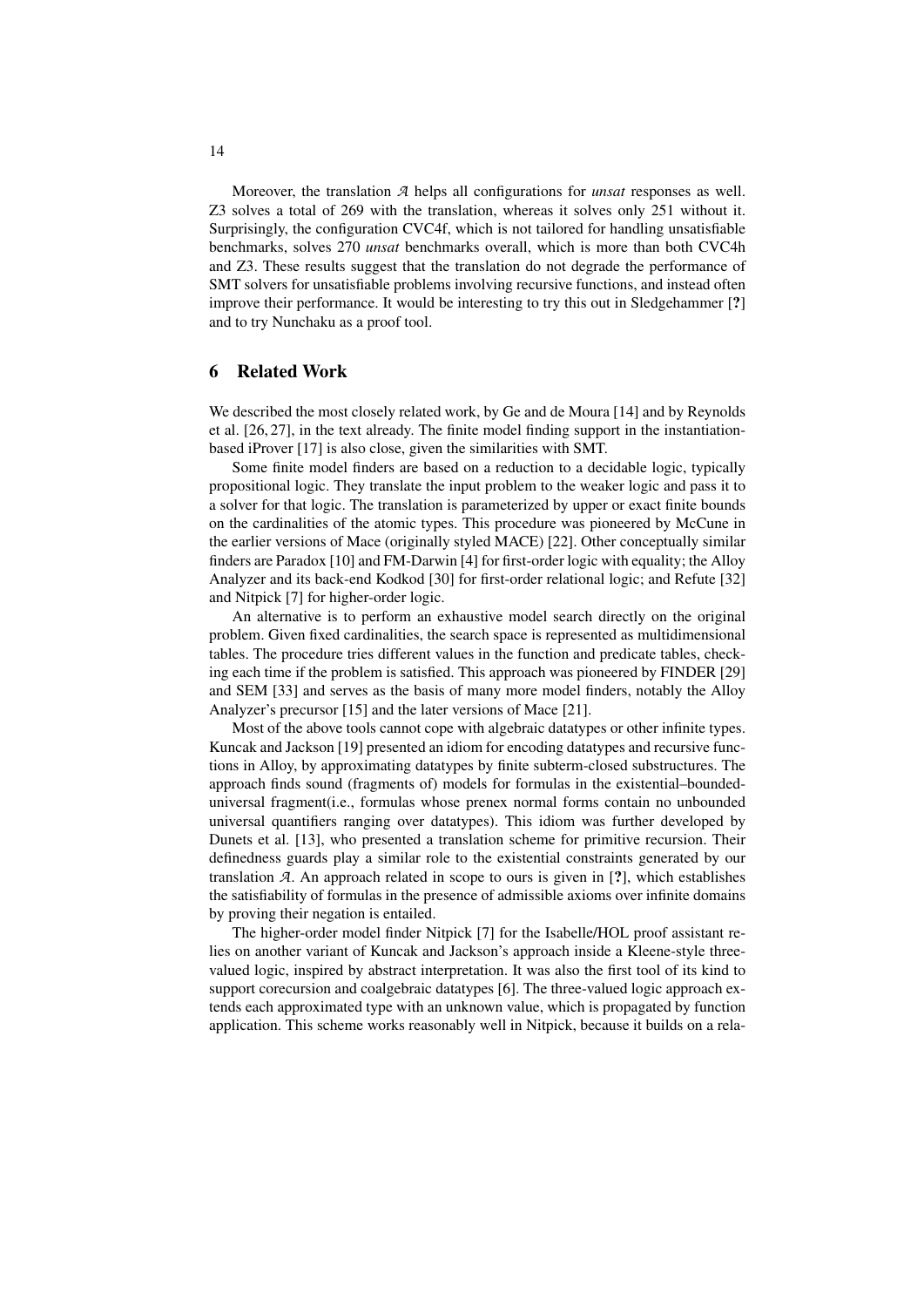Moreover, the translation $\mathcal{A}$ helps all configurations for *unsat* responses as well. Z3 solves a total of 269 with the translation, whereas it solves only 251 without it. Surprisingly, the configuration CVC4f, which is not tailored for handling unsatisfiable benchmarks, solves 270 *unsat* benchmarks overall, which is more than both CVC4h and Z3. These results suggest that the translation do not degrade the performance of SMT solvers for unsatisfiable problems involving recursive functions, and instead often improve their performance. It would be interesting to try this out in Sledgehammer [**?**] and to try Nunchaku as a proof tool.

## 6 Related Work

We described the most closely related work, by Ge and de Moura [14] and by Reynolds et al. [26, 27], in the text already. The finite model finding support in the instantiation-based iProver [17] is also close, given the similarities with SMT.

Some finite model finders are based on a reduction to a decidable logic, typically propositional logic. They translate the input problem to the weaker logic and pass it to a solver for that logic. The translation is parameterized by upper or exact finite bounds on the cardinalities of the atomic types. This procedure was pioneered by McCune in the earlier versions of Mace (originally styled MACE) [22]. Other conceptually similar finders are Paradox [10] and FM-Darwin [4] for first-order logic with equality; the Alloy Analyzer and its back-end Kodkod [30] for first-order relational logic; and Refute [32] and Nitpick [7] for higher-order logic.

An alternative is to perform an exhaustive model search directly on the original problem. Given fixed cardinalities, the search space is represented as multidimensional tables. The procedure tries different values in the function and predicate tables, checking each time if the problem is satisfied. This approach was pioneered by FINDER [29] and SEM [33] and serves as the basis of many more model finders, notably the Alloy Analyzer's precursor [15] and the later versions of Mace [21].

Most of the above tools cannot cope with algebraic datatypes or other infinite types. Kuncak and Jackson [19] presented an idiom for encoding datatypes and recursive functions in Alloy, by approximating datatypes by finite subterm-closed substructures. The approach finds sound (fragments of) models for formulas in the existential–bounded-universal fragment(i.e., formulas whose prenex normal forms contain no unbounded universal quantifiers ranging over datatypes). This idiom was further developed by Dunets et al. [13], who presented a translation scheme for primitive recursion. Their definedness guards play a similar role to the existential constraints generated by our translation $\mathcal{A}$. An approach related in scope to ours is given in [**?**], which establishes the satisfiability of formulas in the presence of admissible axioms over infinite domains by proving their negation is entailed.

The higher-order model finder Nitpick [7] for the Isabelle/HOL proof assistant relies on another variant of Kuncak and Jackson's approach inside a Kleene-style three-valued logic, inspired by abstract interpretation. It was also the first tool of its kind to support corecursion and coalgebraic datatypes [6]. The three-valued logic approach extends each approximated type with an unknown value, which is propagated by function application. This scheme works reasonably well in Nitpick, because it builds on a rela-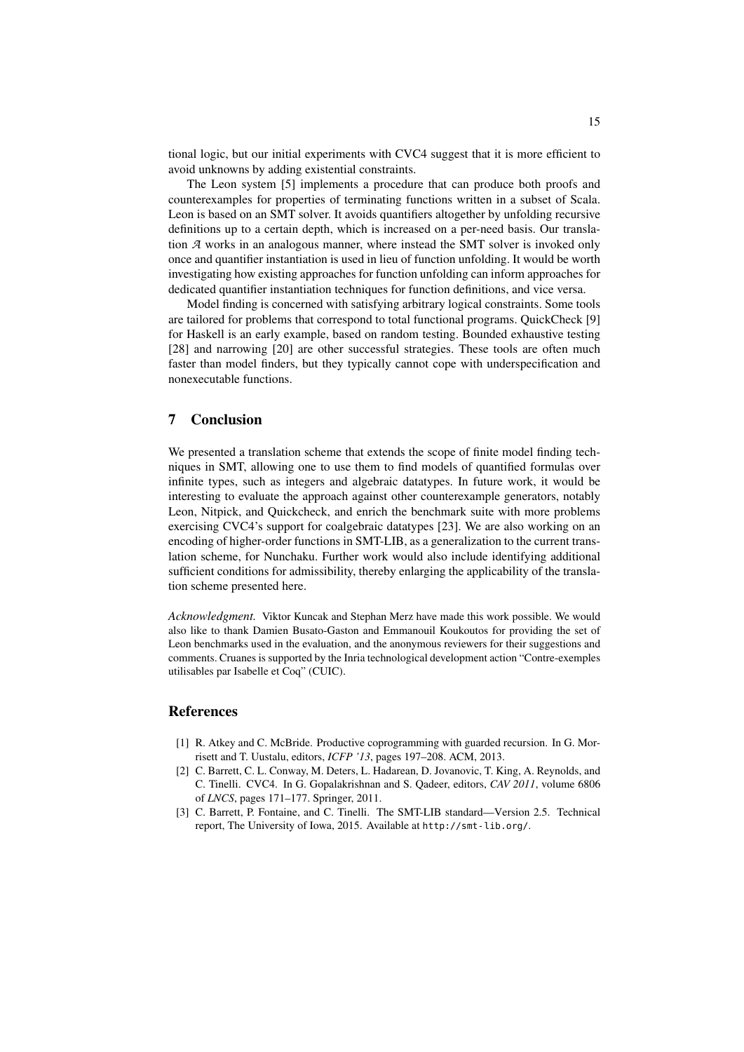tional logic, but our initial experiments with CVC4 suggest that it is more efficient to avoid unknowns by adding existential constraints.

The Leon system [5] implements a procedure that can produce both proofs and counterexamples for properties of terminating functions written in a subset of Scala. Leon is based on an SMT solver. It avoids quantifiers altogether by unfolding recursive definitions up to a certain depth, which is increased on a per-need basis. Our translation $\mathcal{A}$ works in an analogous manner, where instead the SMT solver is invoked only once and quantifier instantiation is used in lieu of function unfolding. It would be worth investigating how existing approaches for function unfolding can inform approaches for dedicated quantifier instantiation techniques for function definitions, and vice versa.

Model finding is concerned with satisfying arbitrary logical constraints. Some tools are tailored for problems that correspond to total functional programs. QuickCheck [9] for Haskell is an early example, based on random testing. Bounded exhaustive testing [28] and narrowing [20] are other successful strategies. These tools are often much faster than model finders, but they typically cannot cope with underspecification and nonexecutable functions.

## 7 Conclusion

We presented a translation scheme that extends the scope of finite model finding techniques in SMT, allowing one to use them to find models of quantified formulas over infinite types, such as integers and algebraic datatypes. In future work, it would be interesting to evaluate the approach against other counterexample generators, notably Leon, Nitpick, and Quickcheck, and enrich the benchmark suite with more problems exercising CVC4's support for coalgebraic datatypes [23]. We are also working on an encoding of higher-order functions in SMT-LIB, as a generalization to the current translation scheme, for Nunchaku. Further work would also include identifying additional sufficient conditions for admissibility, thereby enlarging the applicability of the translation scheme presented here.

*Acknowledgment.* Viktor Kuncak and Stephan Merz have made this work possible. We would also like to thank Damien Busato-Gaston and Emmanouil Koukoutos for providing the set of Leon benchmarks used in the evaluation, and the anonymous reviewers for their suggestions and comments. Cruanes is supported by the Inria technological development action "Contre-exemples utilisables par Isabelle et Coq" (CUIC).

## References

[1] R. Atkey and C. McBride. Productive coprogramming with guarded recursion. In G. Morrisett and T. Uustalu, editors, *ICFP '13*, pages 197–208. ACM, 2013.

[2] C. Barrett, C. L. Conway, M. Deters, L. Hadarean, D. Jovanovic, T. King, A. Reynolds, and C. Tinelli. CVC4. In G. Gopalakrishnan and S. Qadeer, editors, *CAV 2011*, volume 6806 of *LNCS*, pages 171–177. Springer, 2011.

[3] C. Barrett, P. Fontaine, and C. Tinelli. The SMT-LIB standard—Version 2.5. Technical report, The University of Iowa, 2015. Available at `http://smt-lib.org/`.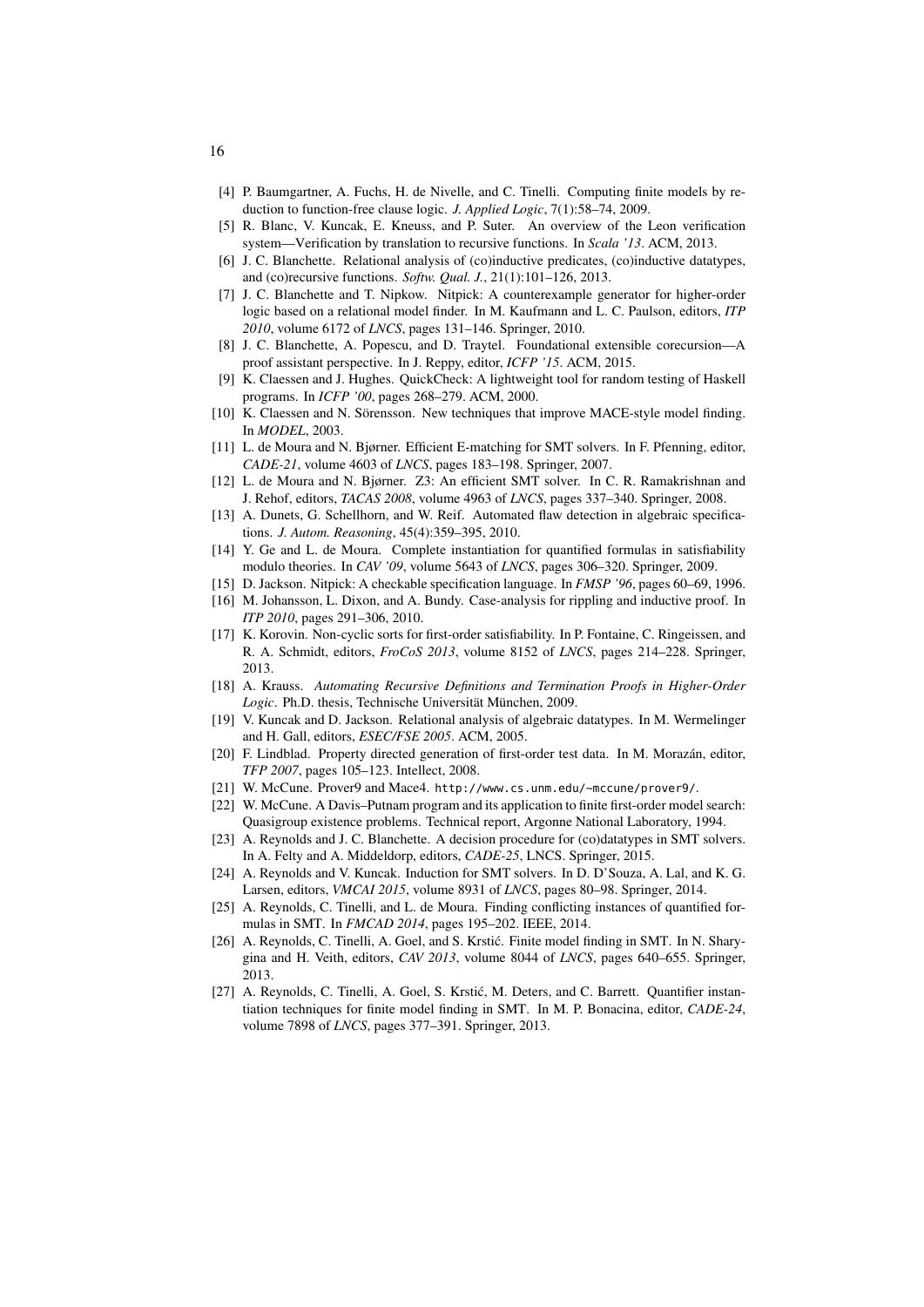[4] P. Baumgartner, A. Fuchs, H. de Nivelle, and C. Tinelli. Computing finite models by reduction to function-free clause logic. *J. Applied Logic*, 7(1):58–74, 2009.

[5] R. Blanc, V. Kuncak, E. Kneuss, and P. Suter. An overview of the Leon verification system—Verification by translation to recursive functions. In *Scala '13*. ACM, 2013.

[6] J. C. Blanchette. Relational analysis of (co)inductive predicates, (co)inductive datatypes, and (co)recursive functions. *Softw. Qual. J.*, 21(1):101–126, 2013.

[7] J. C. Blanchette and T. Nipkow. Nitpick: A counterexample generator for higher-order logic based on a relational model finder. In M. Kaufmann and L. C. Paulson, editors, *ITP 2010*, volume 6172 of *LNCS*, pages 131–146. Springer, 2010.

[8] J. C. Blanchette, A. Popescu, and D. Traytel. Foundational extensible corecursion—A proof assistant perspective. In J. Reppy, editor, *ICFP '15*. ACM, 2015.

[9] K. Claessen and J. Hughes. QuickCheck: A lightweight tool for random testing of Haskell programs. In *ICFP '00*, pages 268–279. ACM, 2000.

[10] K. Claessen and N. Sörensson. New techniques that improve MACE-style model finding. In *MODEL*, 2003.

[11] L. de Moura and N. Bjørner. Efficient E-matching for SMT solvers. In F. Pfenning, editor, *CADE-21*, volume 4603 of *LNCS*, pages 183–198. Springer, 2007.

[12] L. de Moura and N. Bjørner. Z3: An efficient SMT solver. In C. R. Ramakrishnan and J. Rehof, editors, *TACAS 2008*, volume 4963 of *LNCS*, pages 337–340. Springer, 2008.

[13] A. Dunets, G. Schellhorn, and W. Reif. Automated flaw detection in algebraic specifications. *J. Autom. Reasoning*, 45(4):359–395, 2010.

[14] Y. Ge and L. de Moura. Complete instantiation for quantified formulas in satisfiability modulo theories. In *CAV '09*, volume 5643 of *LNCS*, pages 306–320. Springer, 2009.

[15] D. Jackson. Nitpick: A checkable specification language. In *FMSP '96*, pages 60–69, 1996.

[16] M. Johansson, L. Dixon, and A. Bundy. Case-analysis for rippling and inductive proof. In *ITP 2010*, pages 291–306, 2010.

[17] K. Korovin. Non-cyclic sorts for first-order satisfiability. In P. Fontaine, C. Ringeissen, and R. A. Schmidt, editors, *FroCoS 2013*, volume 8152 of *LNCS*, pages 214–228. Springer, 2013.

[18] A. Krauss. *Automating Recursive Definitions and Termination Proofs in Higher-Order Logic*. Ph.D. thesis, Technische Universität München, 2009.

[19] V. Kuncak and D. Jackson. Relational analysis of algebraic datatypes. In M. Wermelinger and H. Gall, editors, *ESEC/FSE 2005*. ACM, 2005.

[20] F. Lindblad. Property directed generation of first-order test data. In M. Morazán, editor, *TFP 2007*, pages 105–123. Intellect, 2008.

[21] W. McCune. Prover9 and Mace4. `http://www.cs.unm.edu/~mccune/prover9/`.

[22] W. McCune. A Davis–Putnam program and its application to finite first-order model search: Quasigroup existence problems. Technical report, Argonne National Laboratory, 1994.

[23] A. Reynolds and J. C. Blanchette. A decision procedure for (co)datatypes in SMT solvers. In A. Felty and A. Middeldorp, editors, *CADE-25*, LNCS. Springer, 2015.

[24] A. Reynolds and V. Kuncak. Induction for SMT solvers. In D. D'Souza, A. Lal, and K. G. Larsen, editors, *VMCAI 2015*, volume 8931 of *LNCS*, pages 80–98. Springer, 2014.

[25] A. Reynolds, C. Tinelli, and L. de Moura. Finding conflicting instances of quantified formulas in SMT. In *FMCAD 2014*, pages 195–202. IEEE, 2014.

[26] A. Reynolds, C. Tinelli, A. Goel, and S. Krstić. Finite model finding in SMT. In N. Sharygina and H. Veith, editors, *CAV 2013*, volume 8044 of *LNCS*, pages 640–655. Springer, 2013.

[27] A. Reynolds, C. Tinelli, A. Goel, S. Krstić, M. Deters, and C. Barrett. Quantifier instantiation techniques for finite model finding in SMT. In M. P. Bonacina, editor, *CADE-24*, volume 7898 of *LNCS*, pages 377–391. Springer, 2013.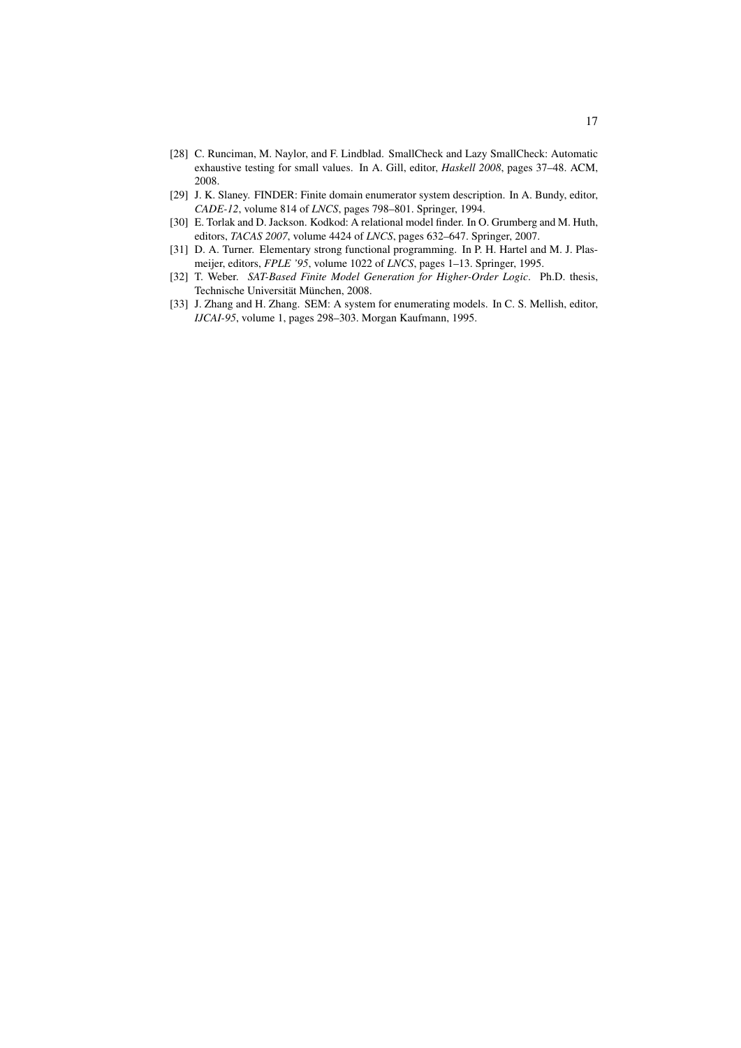[28] C. Runciman, M. Naylor, and F. Lindblad. SmallCheck and Lazy SmallCheck: Automatic exhaustive testing for small values. In A. Gill, editor, *Haskell 2008*, pages 37–48. ACM, 2008.

[29] J. K. Slaney. FINDER: Finite domain enumerator system description. In A. Bundy, editor, *CADE-12*, volume 814 of *LNCS*, pages 798–801. Springer, 1994.

[30] E. Torlak and D. Jackson. Kodkod: A relational model finder. In O. Grumberg and M. Huth, editors, *TACAS 2007*, volume 4424 of *LNCS*, pages 632–647. Springer, 2007.

[31] D. A. Turner. Elementary strong functional programming. In P. H. Hartel and M. J. Plasmeijer, editors, *FPLE '95*, volume 1022 of *LNCS*, pages 1–13. Springer, 1995.

[32] T. Weber. *SAT-Based Finite Model Generation for Higher-Order Logic*. Ph.D. thesis, Technische Universität München, 2008.

[33] J. Zhang and H. Zhang. SEM: A system for enumerating models. In C. S. Mellish, editor, *IJCAI-95*, volume 1, pages 298–303. Morgan Kaufmann, 1995.